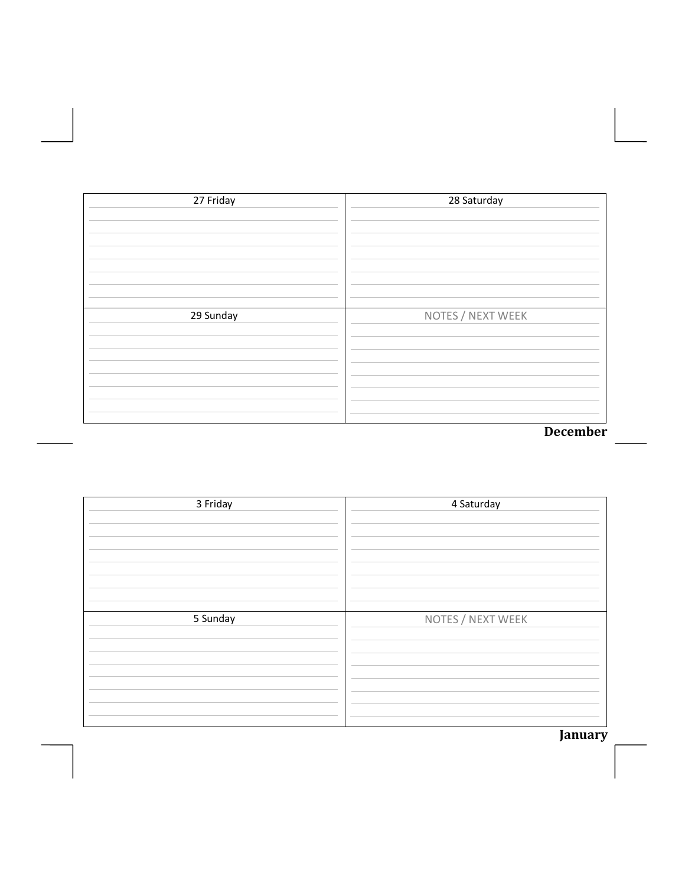| 27 Friday | 28 Saturday |
| --- | --- |
| 29 Sunday | NOTES / NEXT WEEK |

**December**

| 3 Friday | 4 Saturday |
| --- | --- |
| 5 Sunday | NOTES / NEXT WEEK |

**January**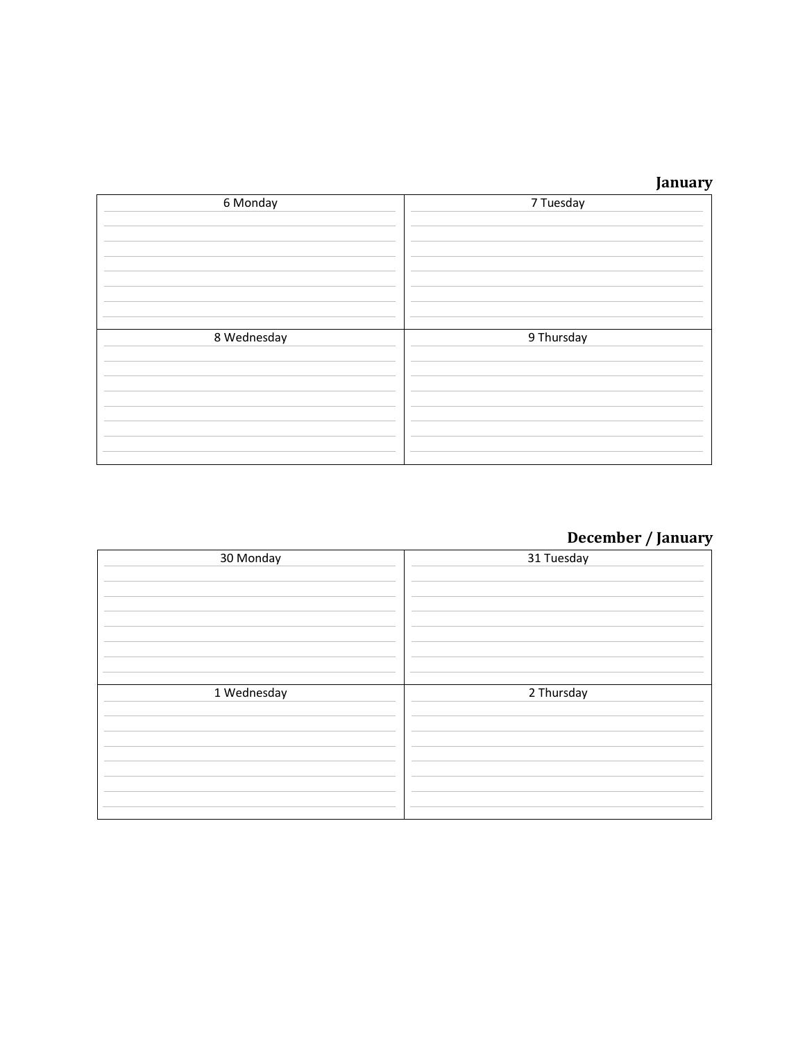## January

| 6 Monday | 7 Tuesday |
| --- | --- |
| 8 Wednesday | 9 Thursday |

## December / January

| 30 Monday | 31 Tuesday |
| --- | --- |
| 1 Wednesday | 2 Thursday |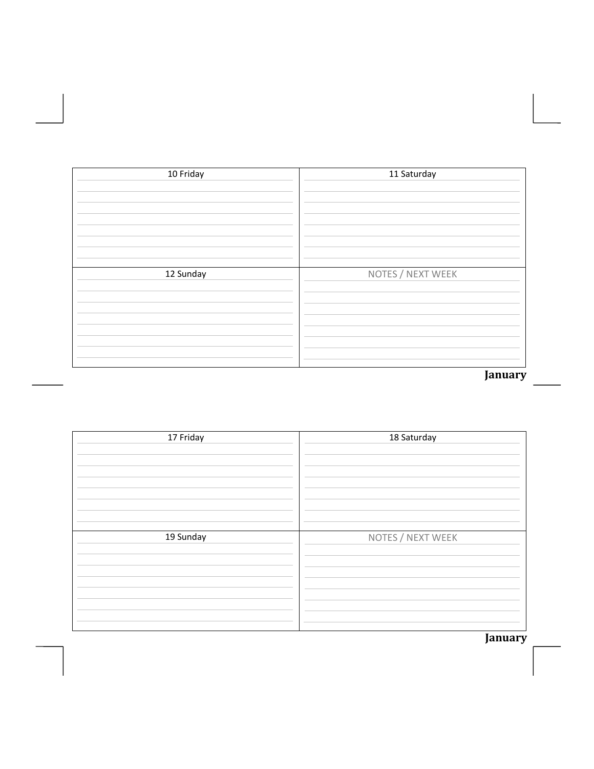| 10 Friday | 11 Saturday |
| --- | --- |
| 12 Sunday | NOTES / NEXT WEEK |

**January**

| 17 Friday | 18 Saturday |
| --- | --- |
| 19 Sunday | NOTES / NEXT WEEK |

**January**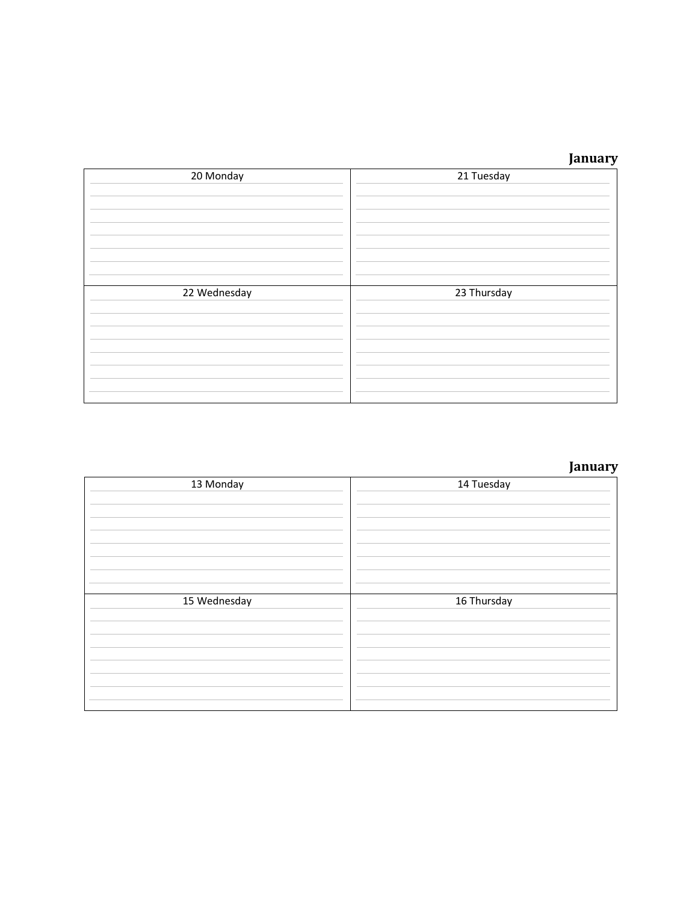**January**

| 20 Monday | 21 Tuesday |
| --- | --- |
| 22 Wednesday | 23 Thursday |

**January**

| 13 Monday | 14 Tuesday |
| --- | --- |
| 15 Wednesday | 16 Thursday |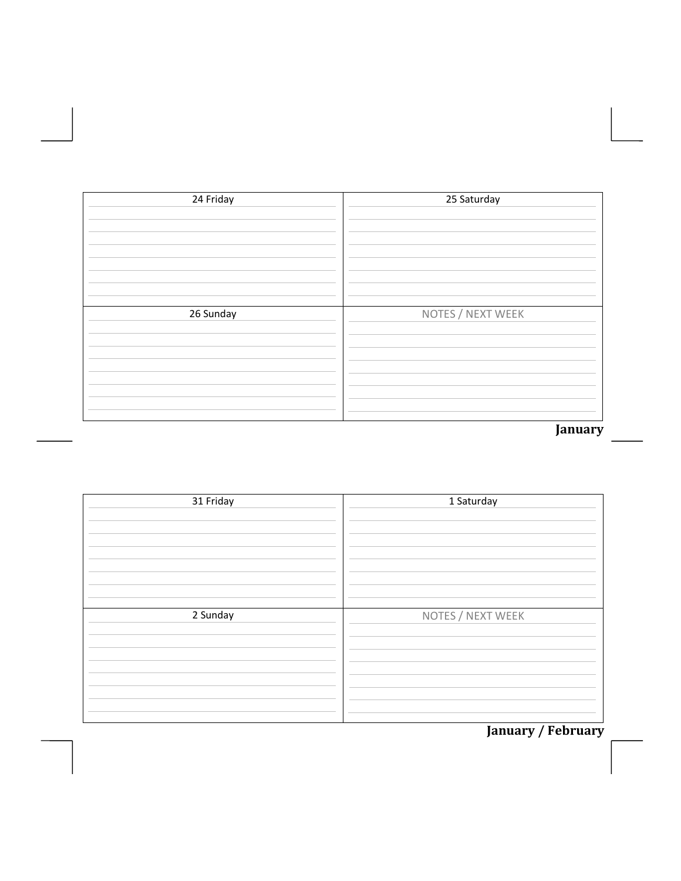| 24 Friday | 25 Saturday |
| --- | --- |
| 26 Sunday | NOTES / NEXT WEEK |

**January**

| 31 Friday | 1 Saturday |
| --- | --- |
| 2 Sunday | NOTES / NEXT WEEK |

**January / February**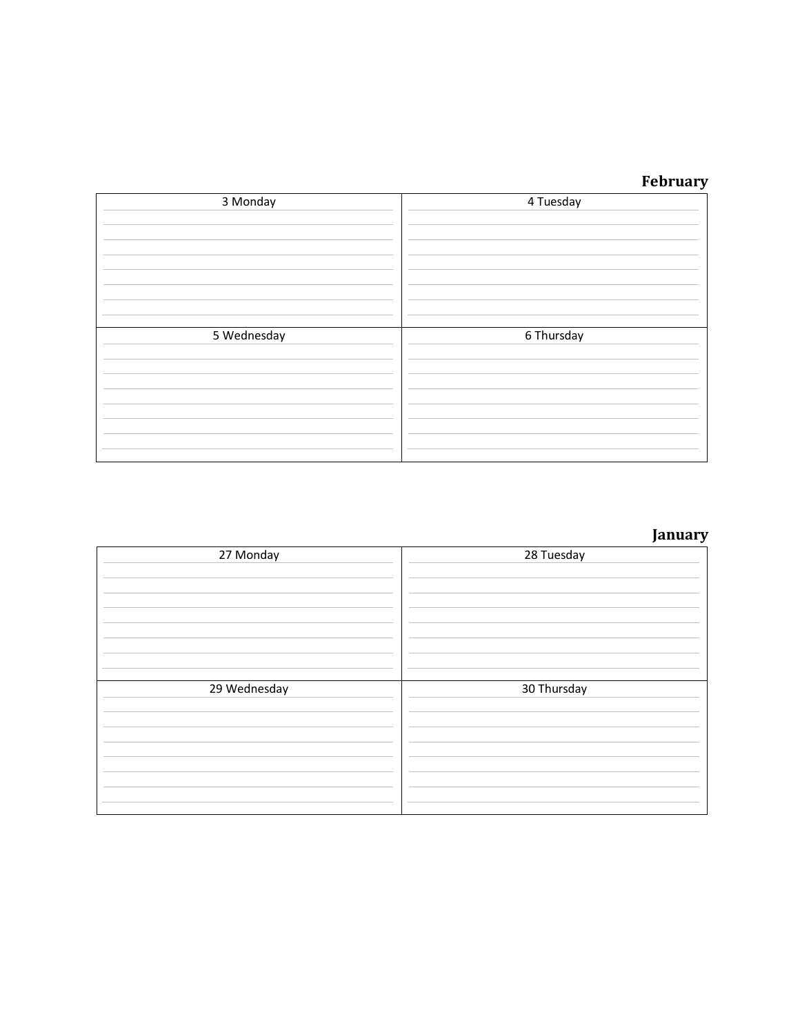**February**

| 3 Monday | 4 Tuesday |
| --- | --- |
| 5 Wednesday | 6 Thursday |

**January**

| 27 Monday | 28 Tuesday |
| --- | --- |
| 29 Wednesday | 30 Thursday |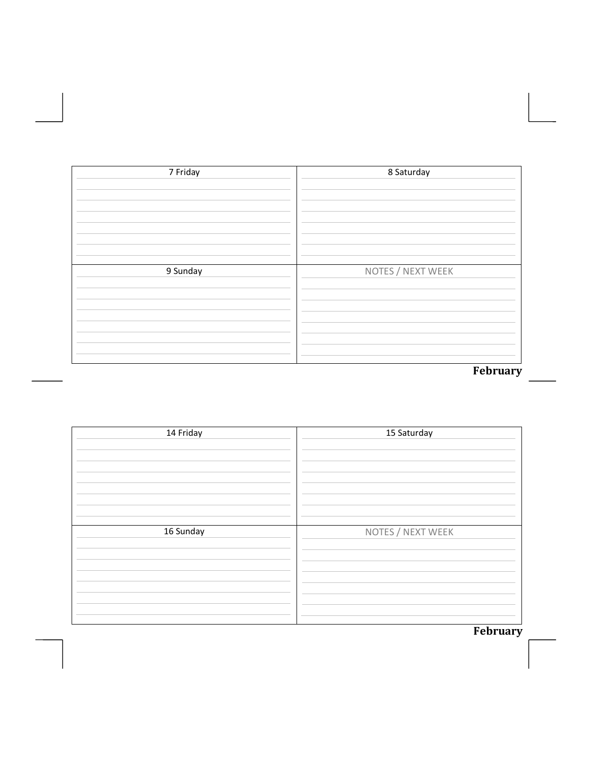| 7 Friday | 8 Saturday |
| --- | --- |
| | |
| **9 Sunday** | **NOTES / NEXT WEEK** |
| | |

**February**

| 14 Friday | 15 Saturday |
| --- | --- |
| | |
| **16 Sunday** | **NOTES / NEXT WEEK** |
| | |

**February**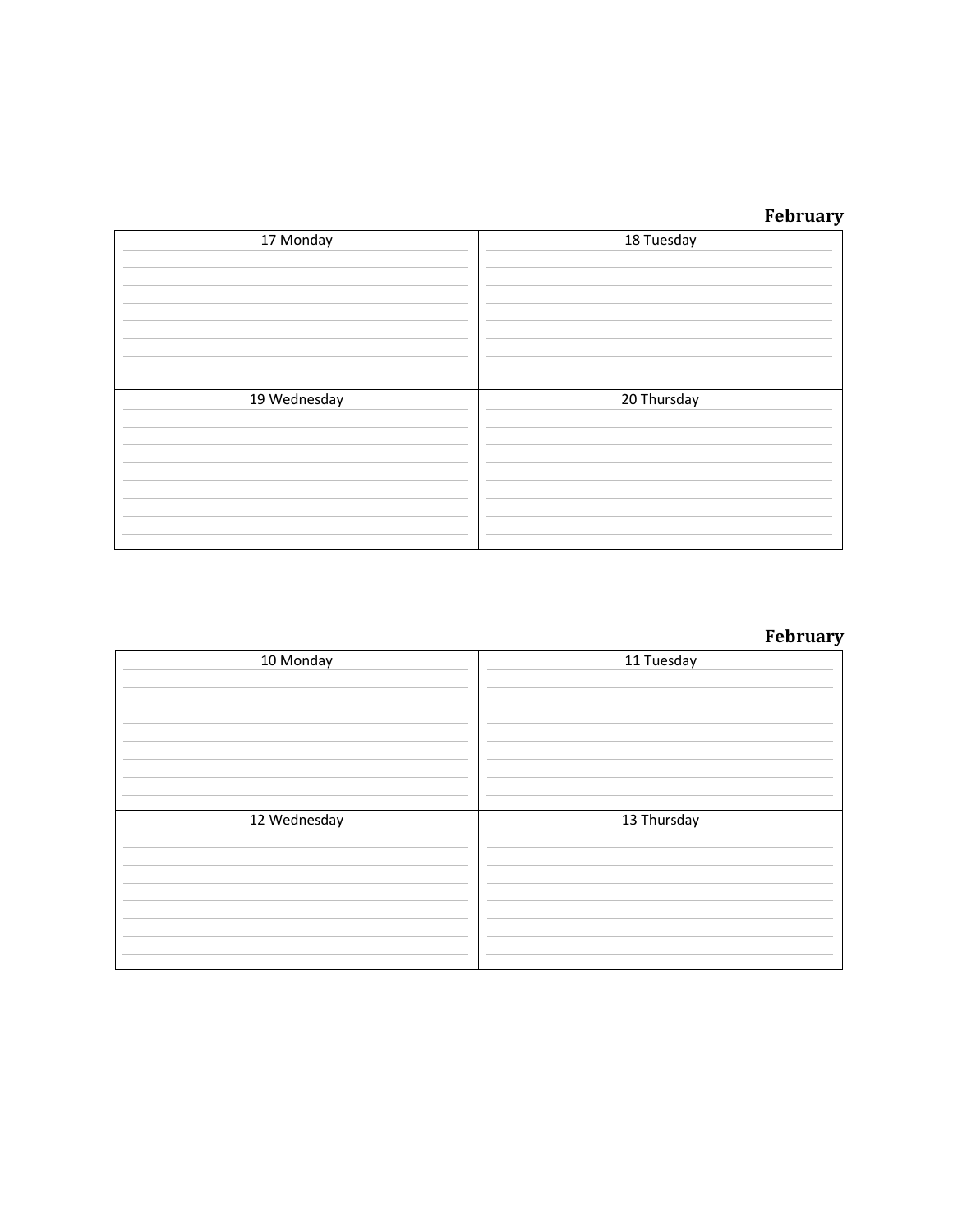**February**

| 17 Monday | 18 Tuesday |
| --- | --- |
| | |
| **19 Wednesday** | **20 Thursday** |
| | |

**February**

| 10 Monday | 11 Tuesday |
| --- | --- |
| | |
| **12 Wednesday** | **13 Thursday** |
| | |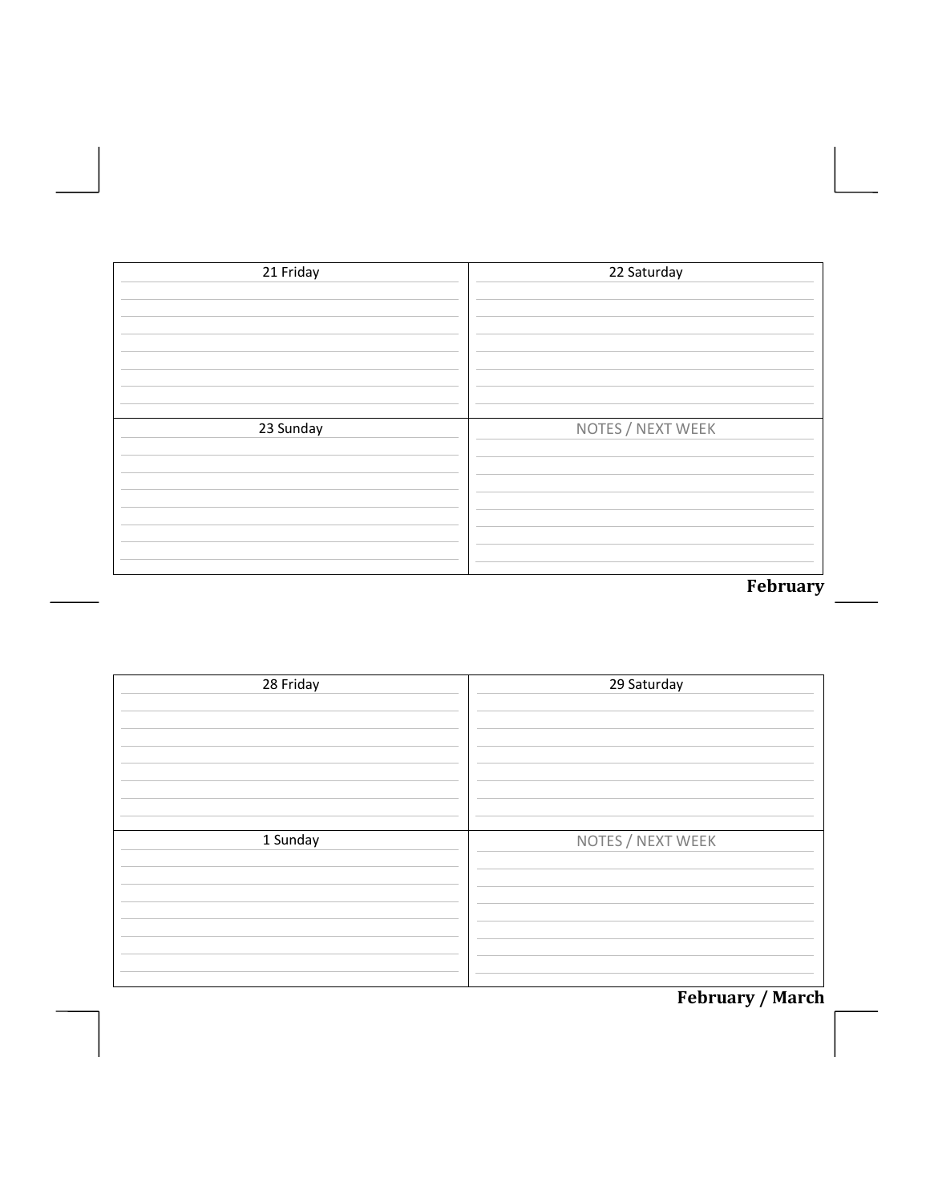| 21 Friday | 22 Saturday |
| --- | --- |
| | |
| **23 Sunday** | **NOTES / NEXT WEEK** |
| | |

**February**

| 28 Friday | 29 Saturday |
| --- | --- |
| | |
| **1 Sunday** | **NOTES / NEXT WEEK** |
| | |

**February / March**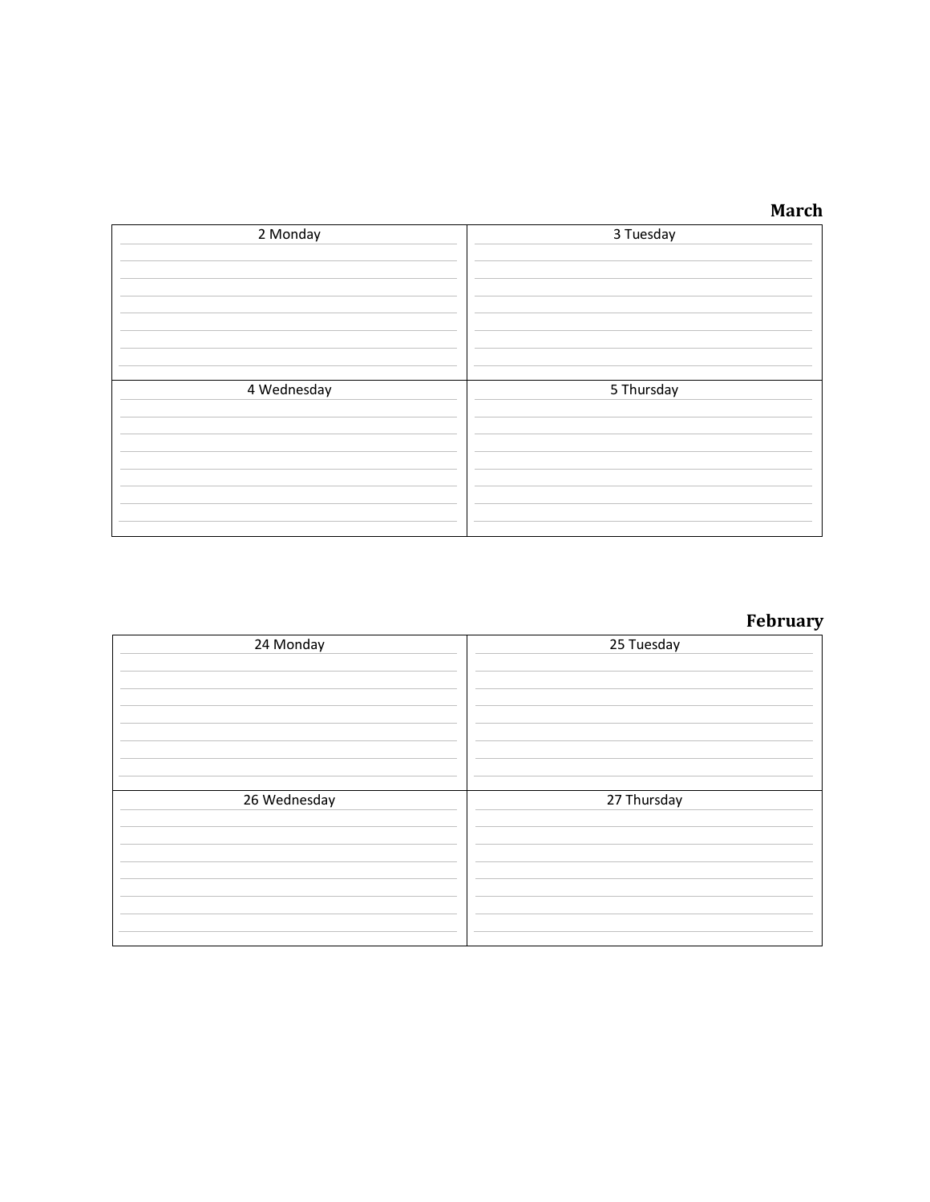## March

| 2 Monday | 3 Tuesday |
|---|---|
| 4 Wednesday | 5 Thursday |

## February

| 24 Monday | 25 Tuesday |
|---|---|
| 26 Wednesday | 27 Thursday |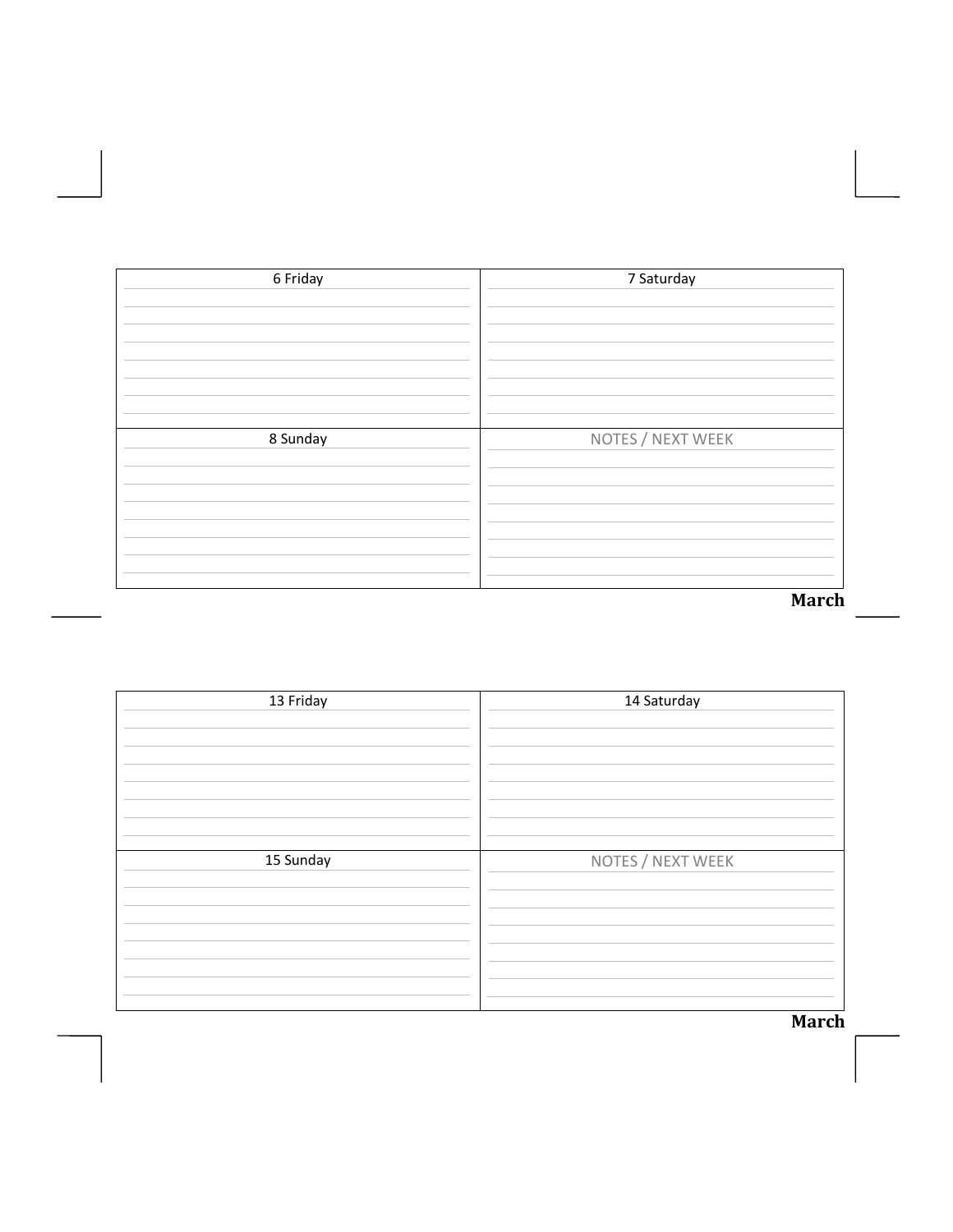| 6 Friday | 7 Saturday |
|---|---|
| 8 Sunday | NOTES / NEXT WEEK |

March

| 13 Friday | 14 Saturday |
|---|---|
| 15 Sunday | NOTES / NEXT WEEK |

March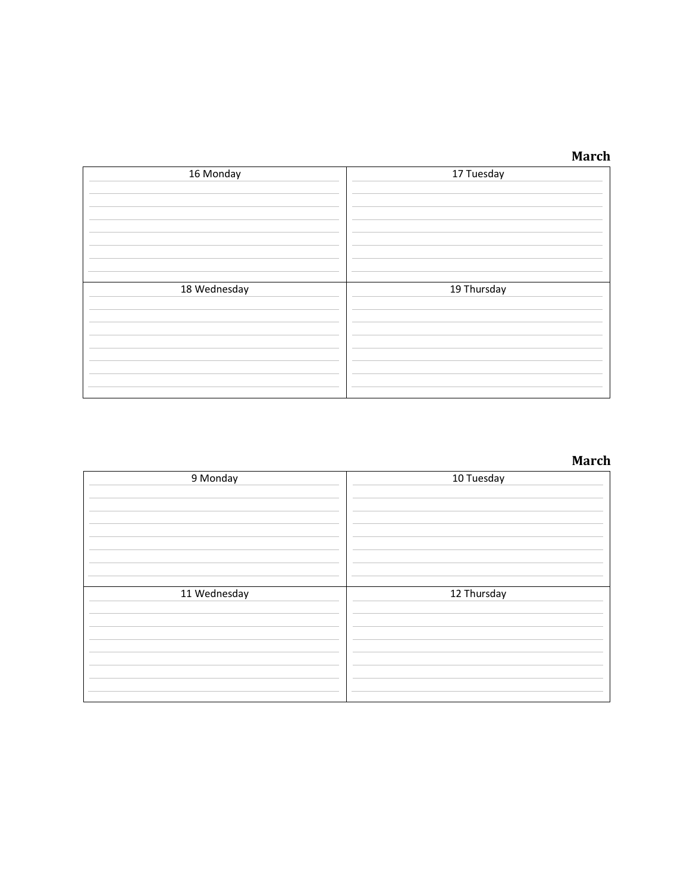**March**

| 16 Monday | 17 Tuesday |
| --- | --- |
| | |
| **18 Wednesday** | **19 Thursday** |
| | |

**March**

| 9 Monday | 10 Tuesday |
| --- | --- |
| | |
| **11 Wednesday** | **12 Thursday** |
| | |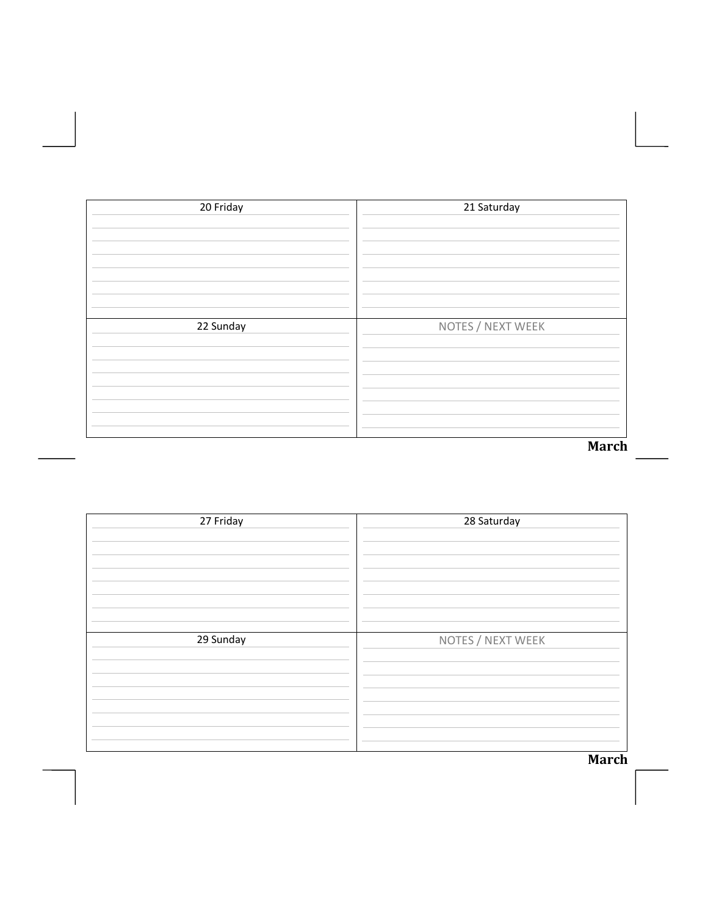| 20 Friday | 21 Saturday |
| --- | --- |
| 22 Sunday | NOTES / NEXT WEEK |

**March**

| 27 Friday | 28 Saturday |
| --- | --- |
| 29 Sunday | NOTES / NEXT WEEK |

**March**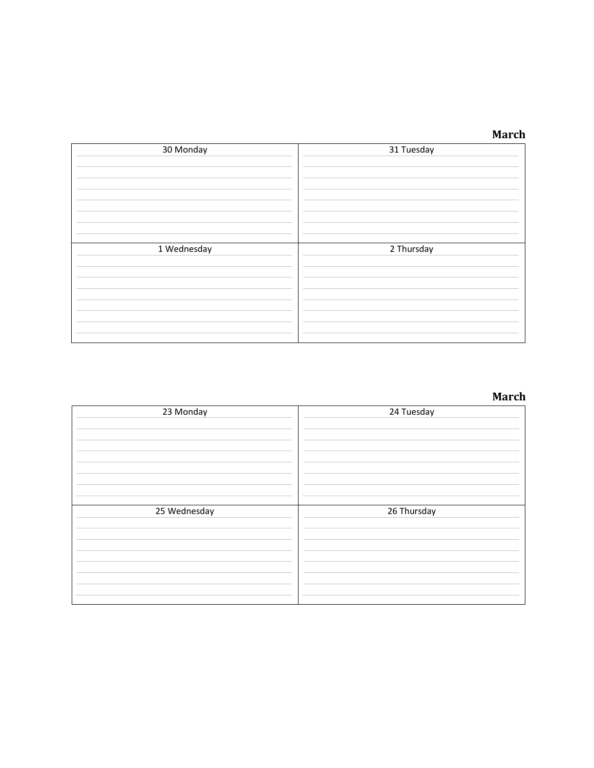**March**

| 30 Monday | 31 Tuesday |
|---|---|
| 1 Wednesday | 2 Thursday |

**March**

| 23 Monday | 24 Tuesday |
|---|---|
| 25 Wednesday | 26 Thursday |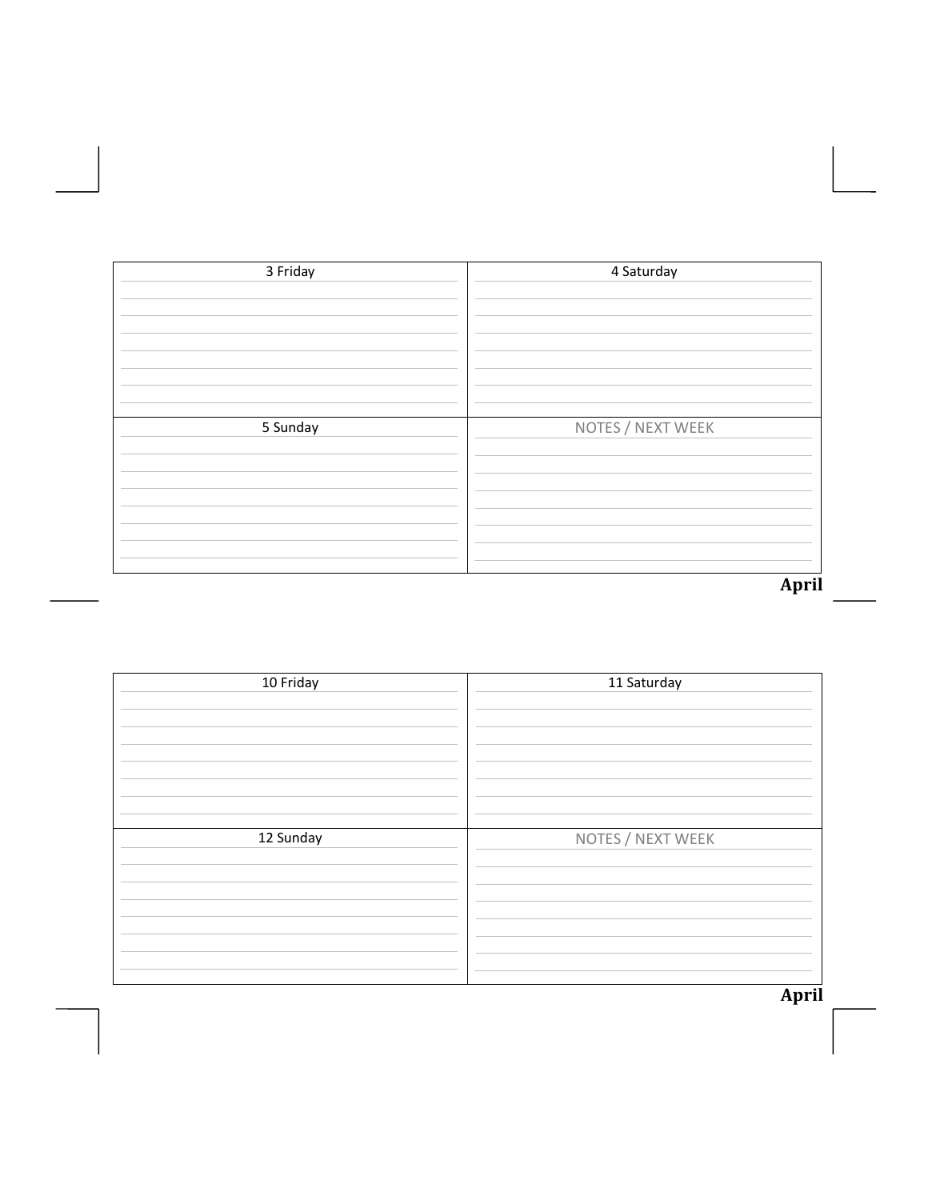| 3 Friday | 4 Saturday |
| --- | --- |
| 5 Sunday | NOTES / NEXT WEEK |

**April**

| 10 Friday | 11 Saturday |
| --- | --- |
| 12 Sunday | NOTES / NEXT WEEK |

**April**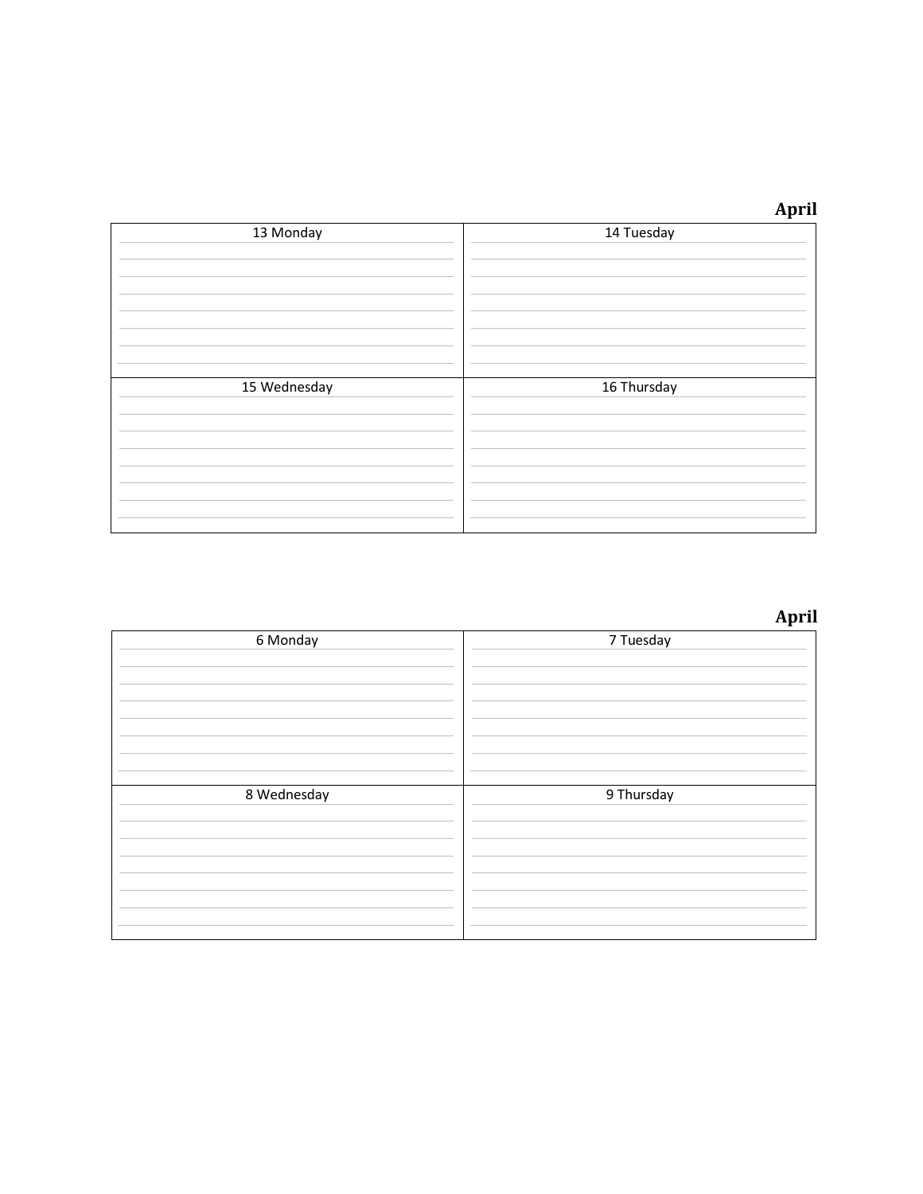**April**

| 13 Monday | 14 Tuesday |
|---|---|
| | |
| **15 Wednesday** | **16 Thursday** |
| | |

**April**

| 6 Monday | 7 Tuesday |
|---|---|
| | |
| **8 Wednesday** | **9 Thursday** |
| | |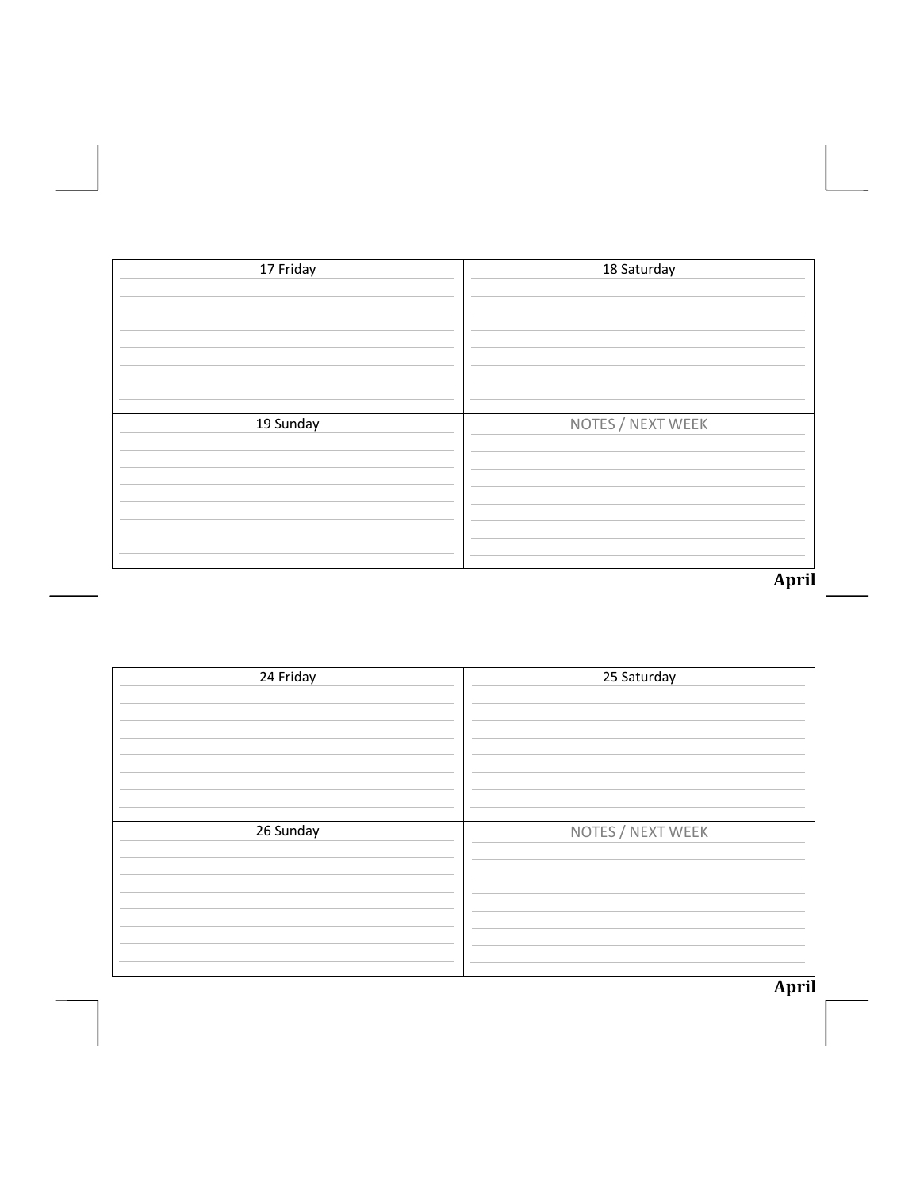| 17 Friday | 18 Saturday |
| --- | --- |
| 19 Sunday | NOTES / NEXT WEEK |

**April**

| 24 Friday | 25 Saturday |
| --- | --- |
| 26 Sunday | NOTES / NEXT WEEK |

**April**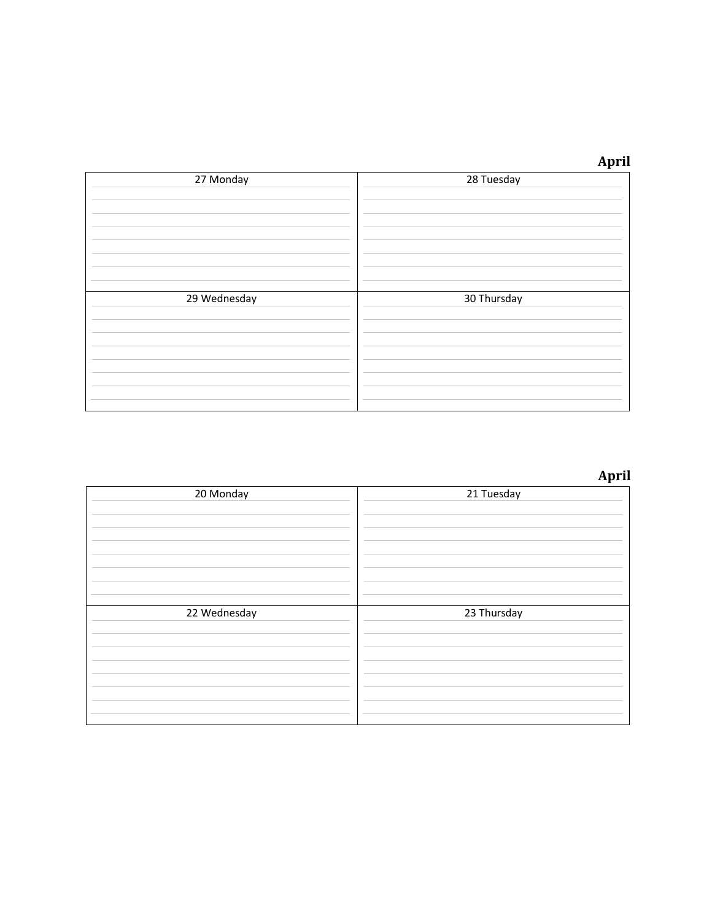## April

| 27 Monday | 28 Tuesday |
| --- | --- |
| | |
| **29 Wednesday** | **30 Thursday** |
| | |

## April

| 20 Monday | 21 Tuesday |
| --- | --- |
| | |
| **22 Wednesday** | **23 Thursday** |
| | |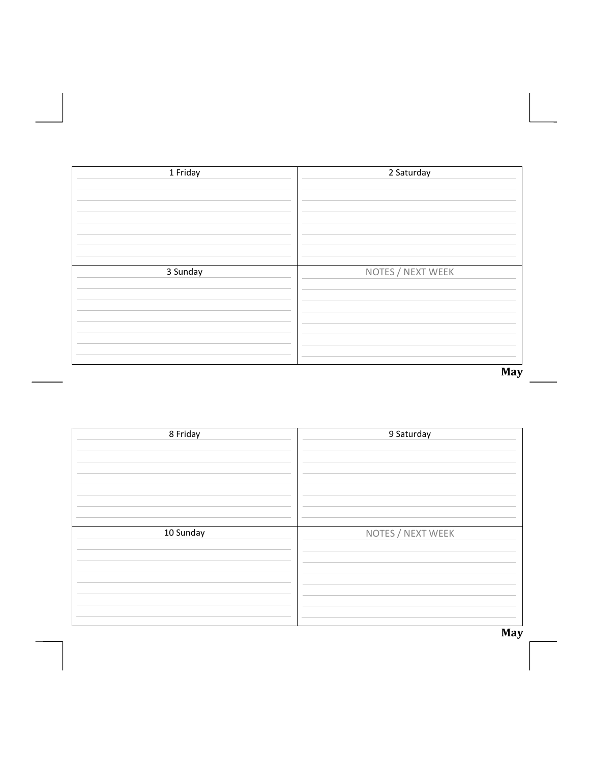| 1 Friday | 2 Saturday |
| --- | --- |
| 3 Sunday | NOTES / NEXT WEEK |

**May**

| 8 Friday | 9 Saturday |
| --- | --- |
| 10 Sunday | NOTES / NEXT WEEK |

**May**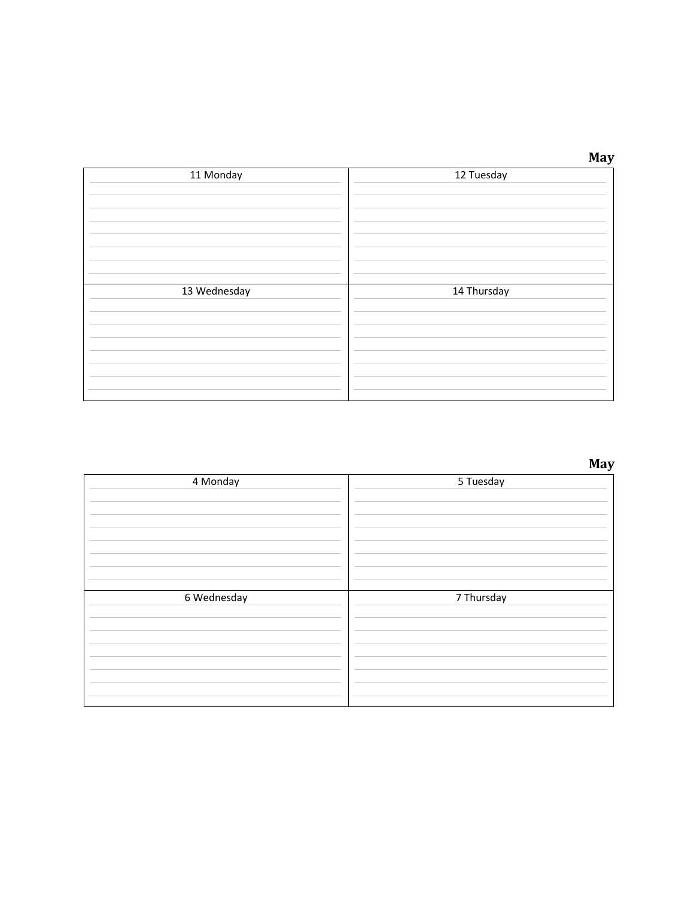**May**

| 11 Monday | 12 Tuesday |
| --- | --- |
| | |
| **13 Wednesday** | **14 Thursday** |
| | |

**May**

| 4 Monday | 5 Tuesday |
| --- | --- |
| | |
| **6 Wednesday** | **7 Thursday** |
| | |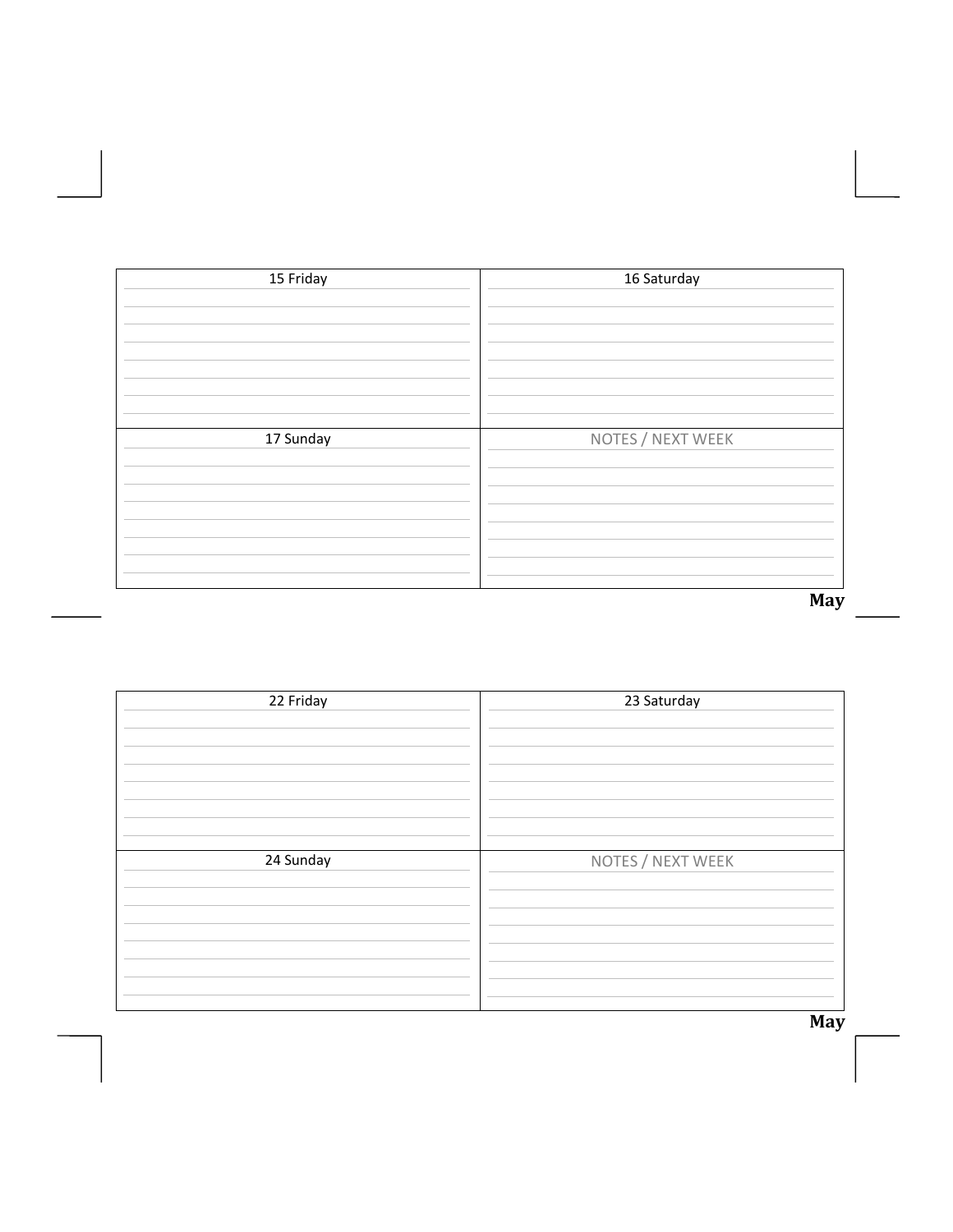| 15 Friday | 16 Saturday |
| --- | --- |
| 17 Sunday | NOTES / NEXT WEEK |

**May**

| 22 Friday | 23 Saturday |
| --- | --- |
| 24 Sunday | NOTES / NEXT WEEK |

**May**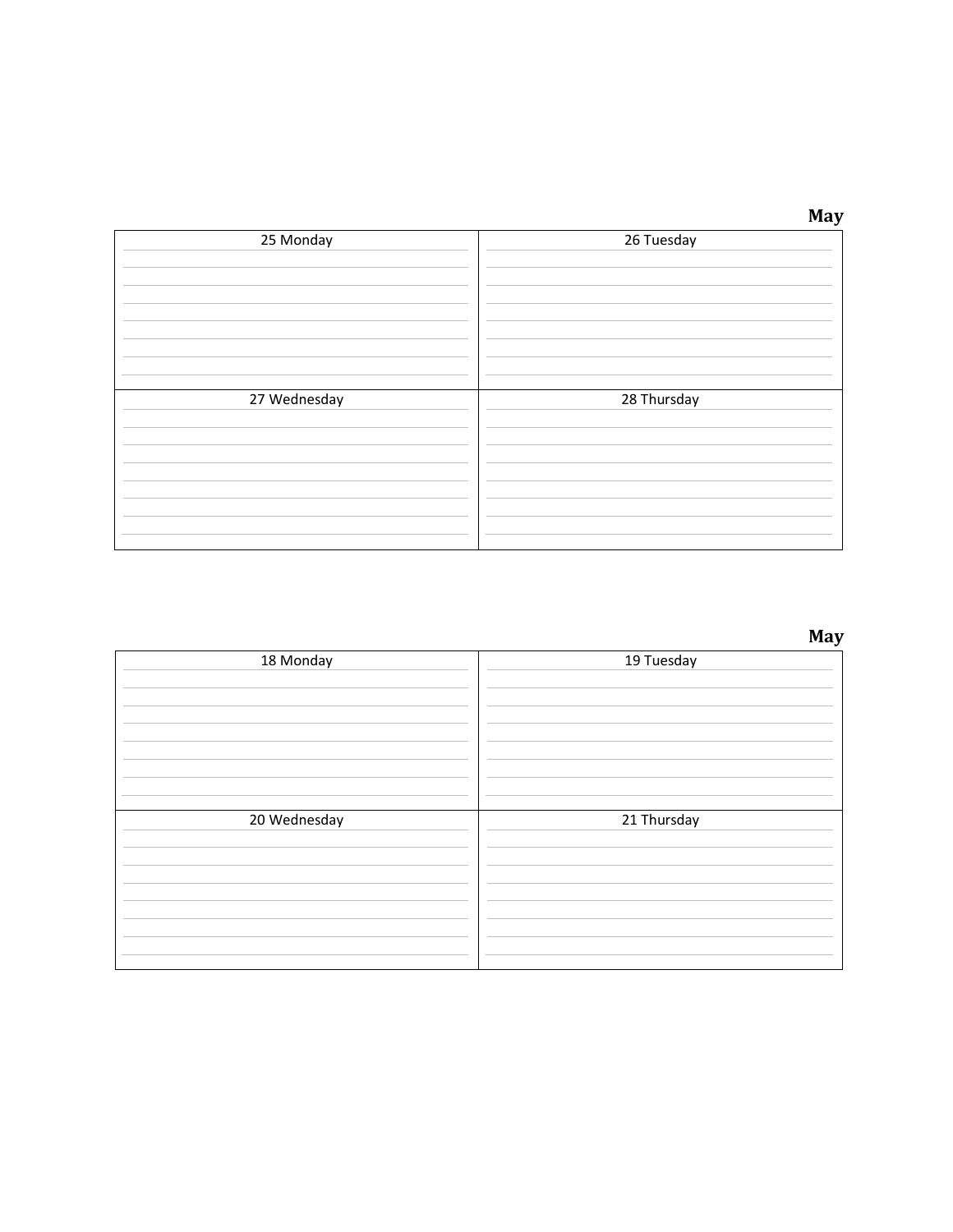**May**

| 25 Monday | 26 Tuesday |
| --- | --- |
| 27 Wednesday | 28 Thursday |

**May**

| 18 Monday | 19 Tuesday |
| --- | --- |
| 20 Wednesday | 21 Thursday |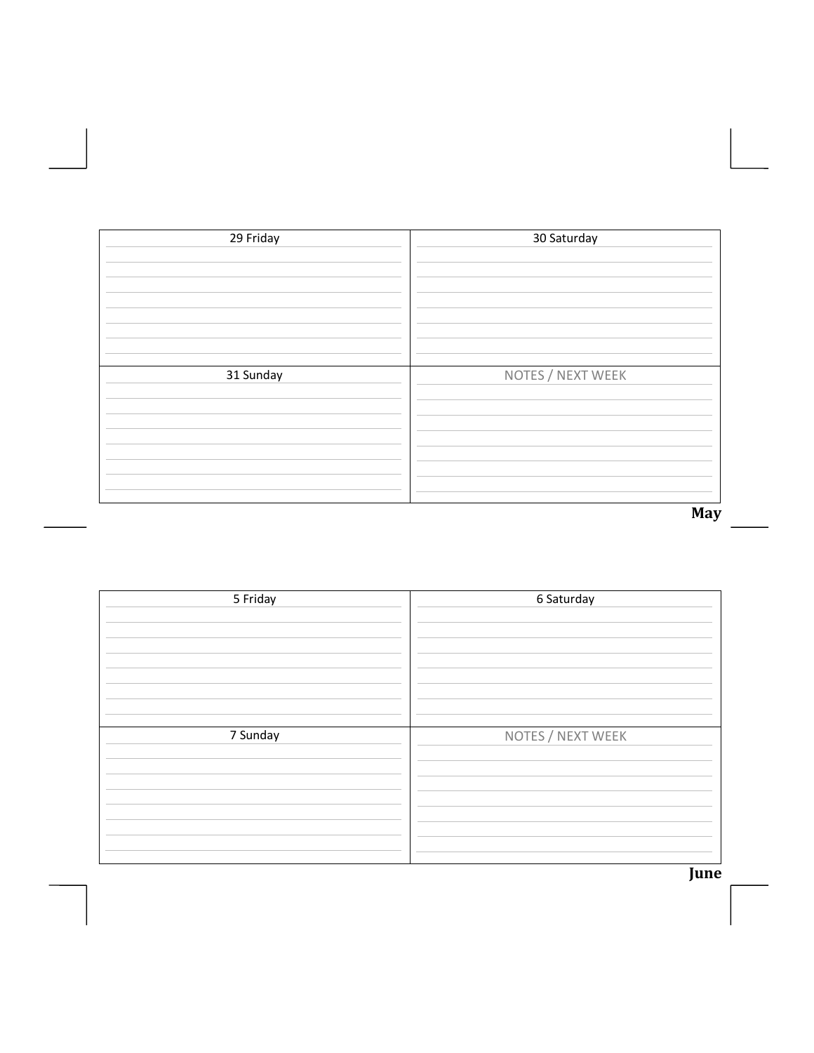| 29 Friday | 30 Saturday |
| --- | --- |
| 31 Sunday | NOTES / NEXT WEEK |

**May**

| 5 Friday | 6 Saturday |
| --- | --- |
| 7 Sunday | NOTES / NEXT WEEK |

**June**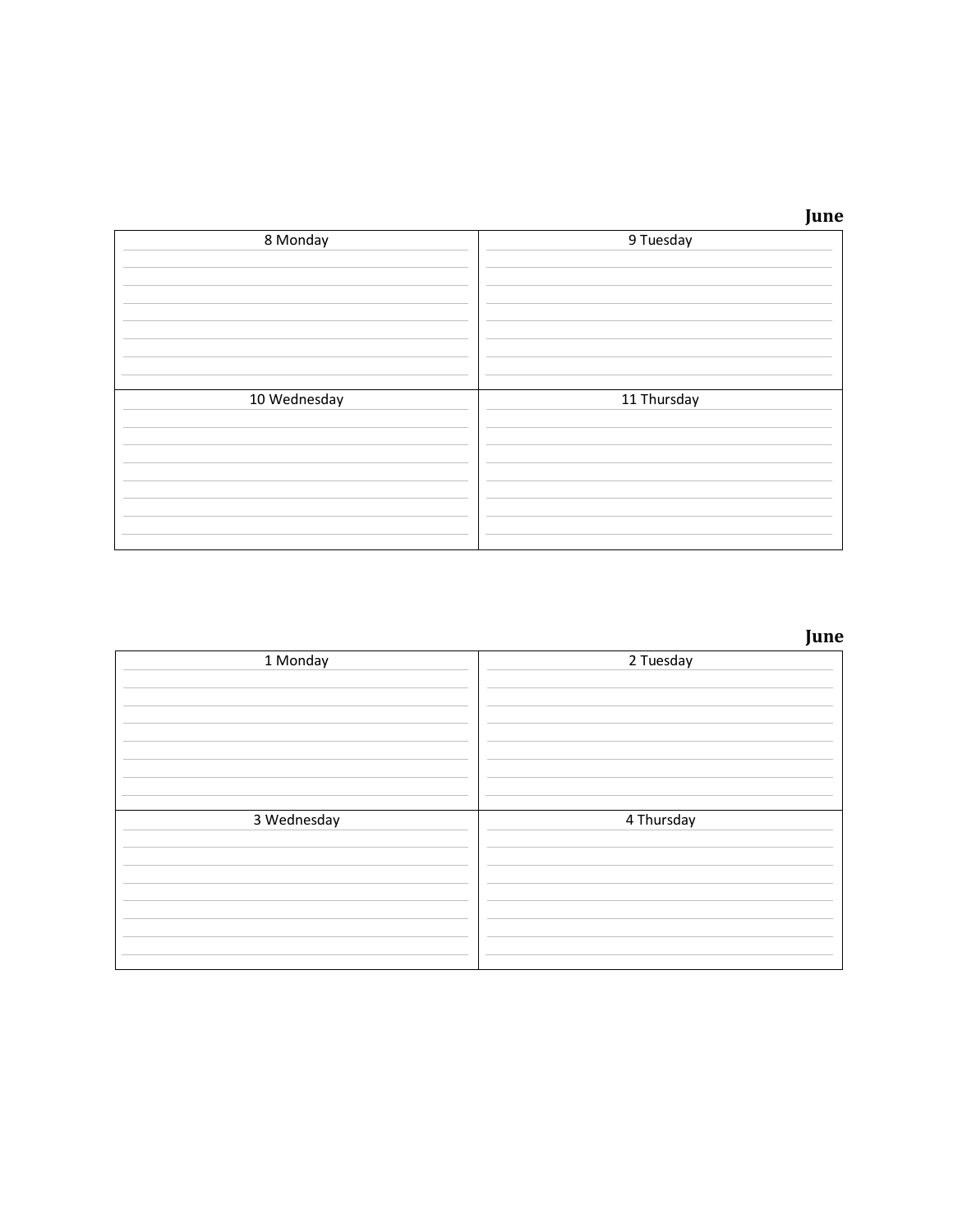**June**

| 8 Monday | 9 Tuesday |
| --- | --- |
| | |
| **10 Wednesday** | **11 Thursday** |
| | |

**June**

| 1 Monday | 2 Tuesday |
| --- | --- |
| | |
| **3 Wednesday** | **4 Thursday** |
| | |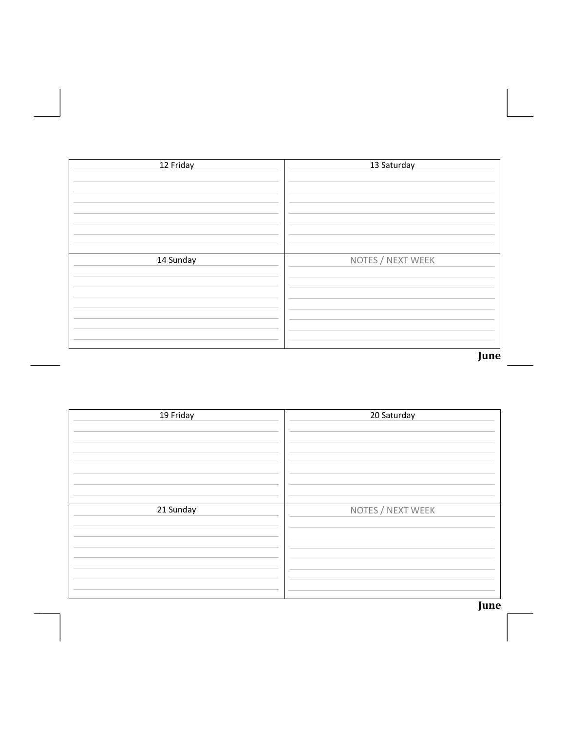| 12 Friday | 13 Saturday |
| --- | --- |
| 14 Sunday | NOTES / NEXT WEEK |

June

| 19 Friday | 20 Saturday |
| --- | --- |
| 21 Sunday | NOTES / NEXT WEEK |

June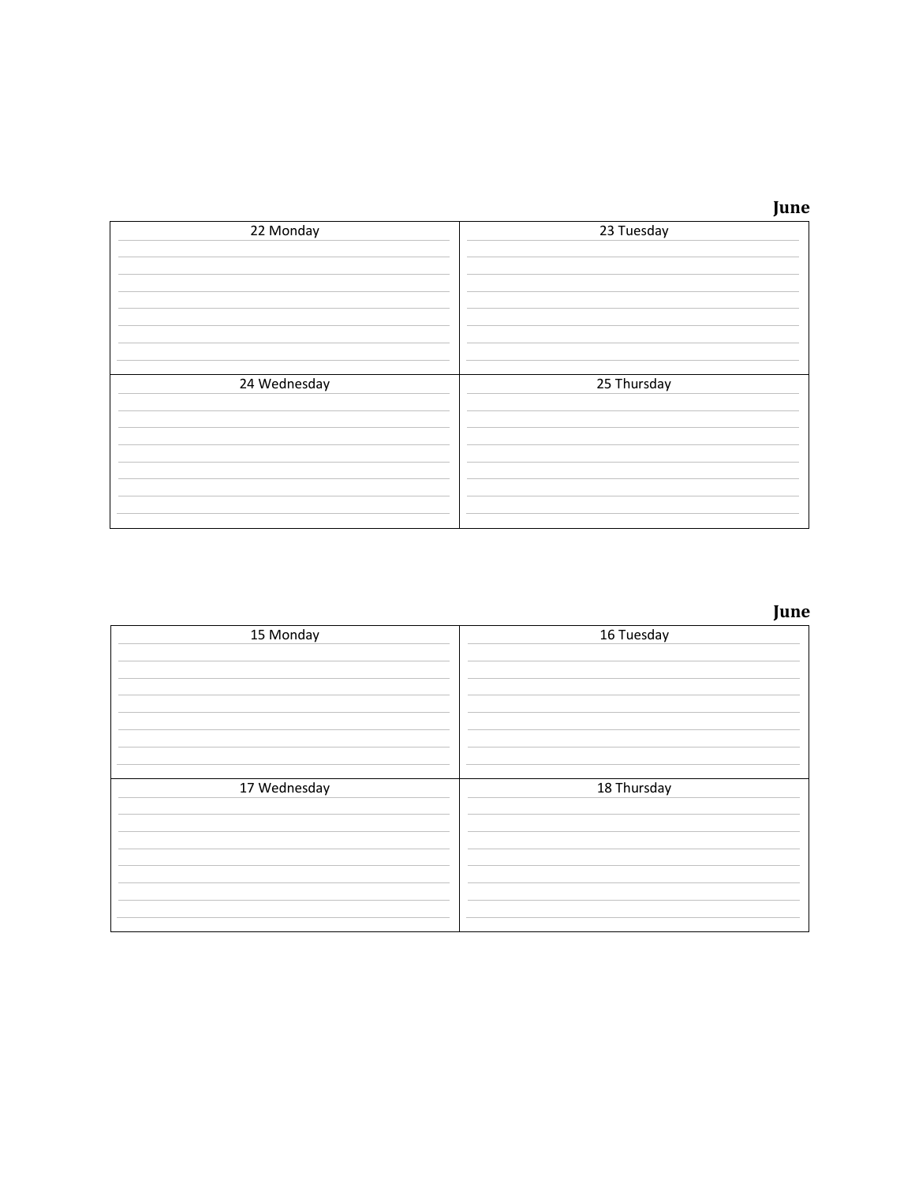**June**

| 22 Monday | 23 Tuesday |
|---|---|
| | |
| **24 Wednesday** | **25 Thursday** |
| | |

**June**

| 15 Monday | 16 Tuesday |
|---|---|
| | |
| **17 Wednesday** | **18 Thursday** |
| | |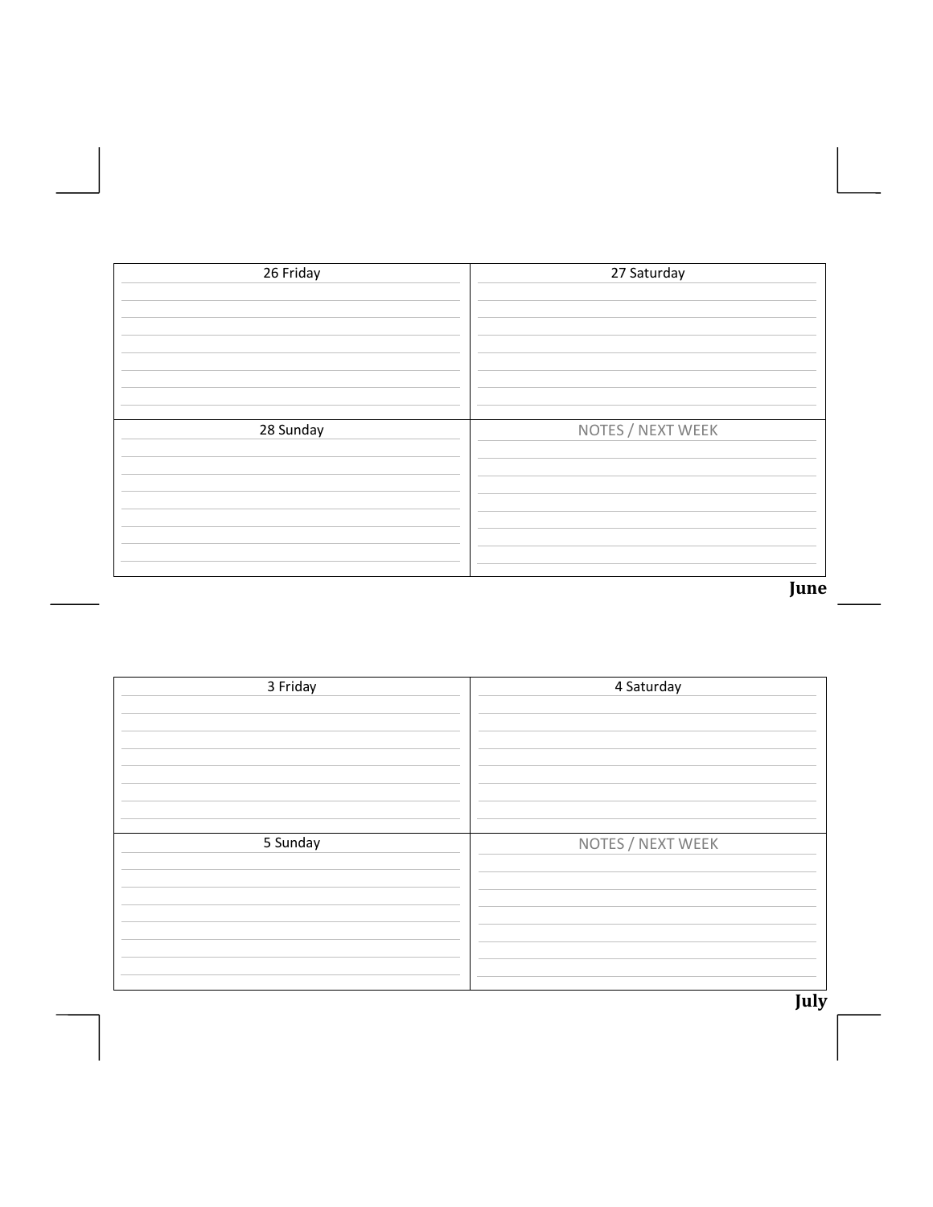| 26 Friday | 27 Saturday |
| --- | --- |
| 28 Sunday | NOTES / NEXT WEEK |

**June**

| 3 Friday | 4 Saturday |
| --- | --- |
| 5 Sunday | NOTES / NEXT WEEK |

**July**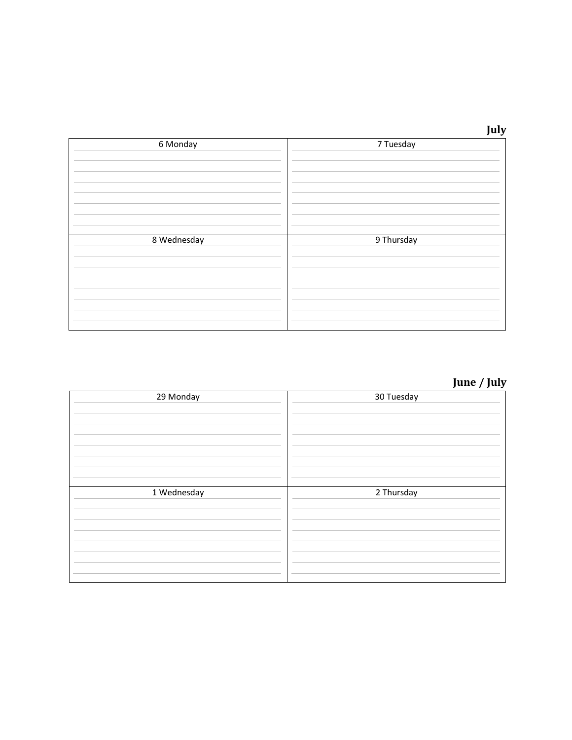## July

| 6 Monday | 7 Tuesday |
| --- | --- |
| | |

| 8 Wednesday | 9 Thursday |
| --- | --- |
| | |

## June / July

| 29 Monday | 30 Tuesday |
| --- | --- |
| | |

| 1 Wednesday | 2 Thursday |
| --- | --- |
| | |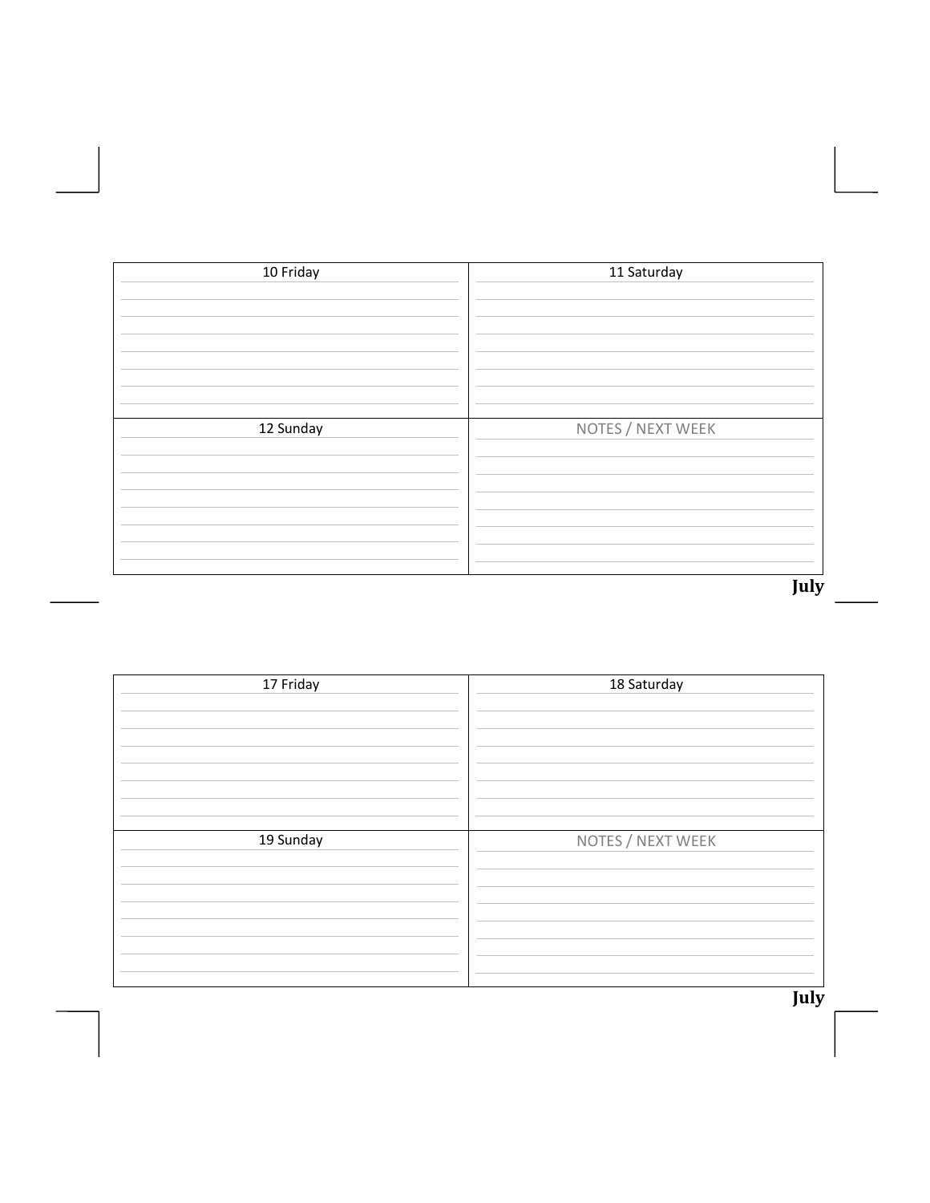| 10 Friday | 11 Saturday |
| --- | --- |
| 12 Sunday | NOTES / NEXT WEEK |

**July**

| 17 Friday | 18 Saturday |
| --- | --- |
| 19 Sunday | NOTES / NEXT WEEK |

**July**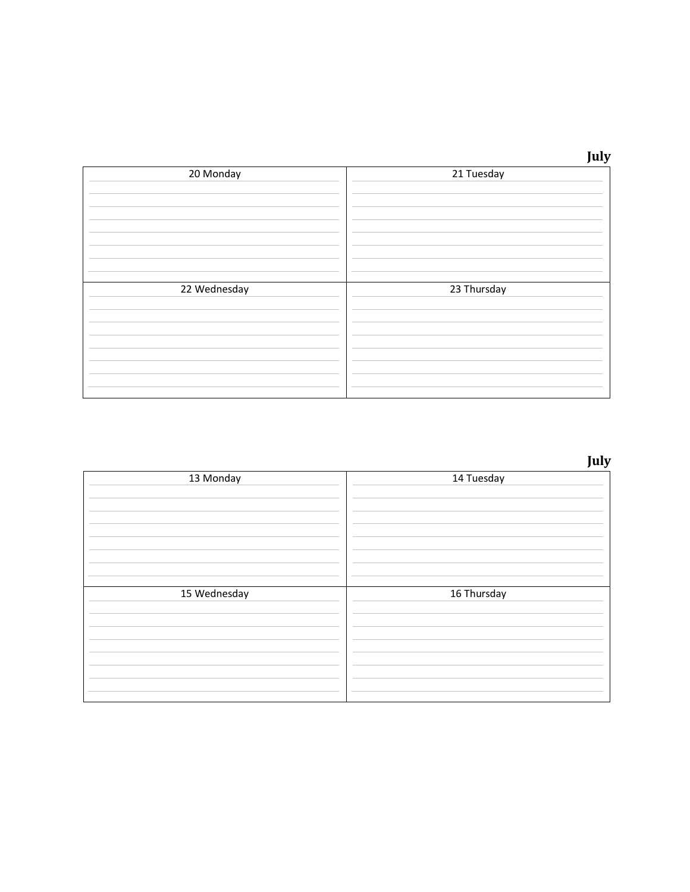**July**

| 20 Monday | 21 Tuesday |
| --- | --- |
| | |
| **22 Wednesday** | **23 Thursday** |
| | |

**July**

| 13 Monday | 14 Tuesday |
| --- | --- |
| | |
| **15 Wednesday** | **16 Thursday** |
| | |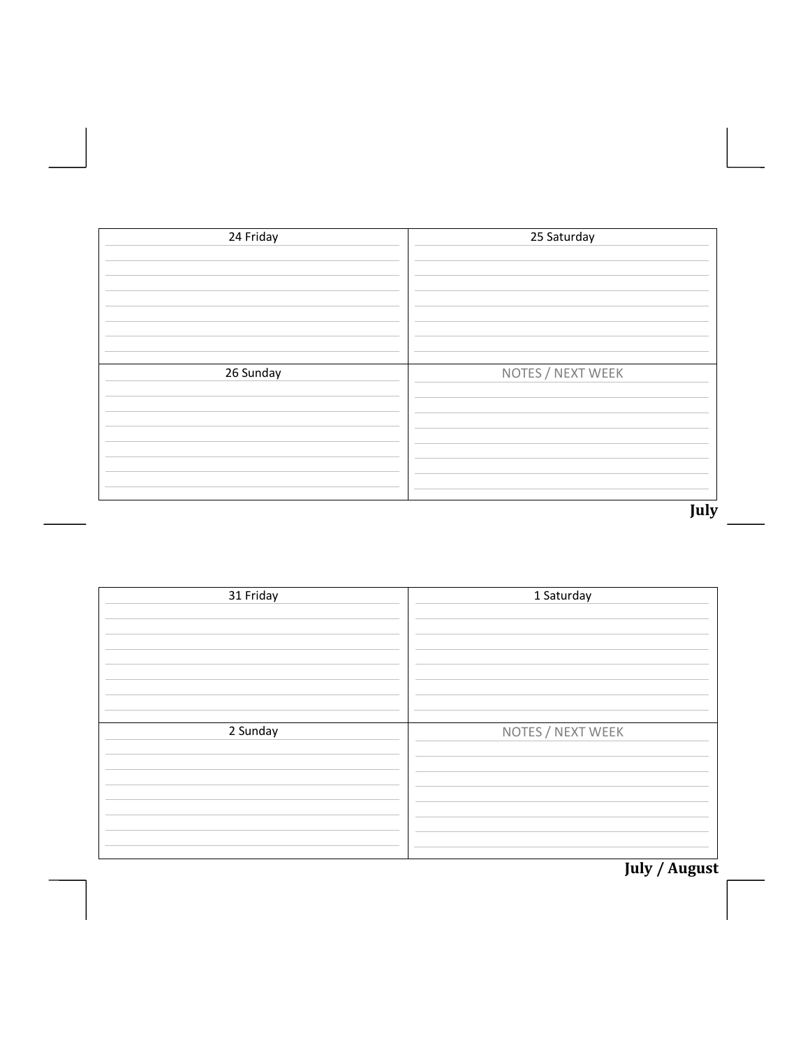| 24 Friday | 25 Saturday |
| --- | --- |
| 26 Sunday | NOTES / NEXT WEEK |

**July**

| 31 Friday | 1 Saturday |
| --- | --- |
| 2 Sunday | NOTES / NEXT WEEK |

**July / August**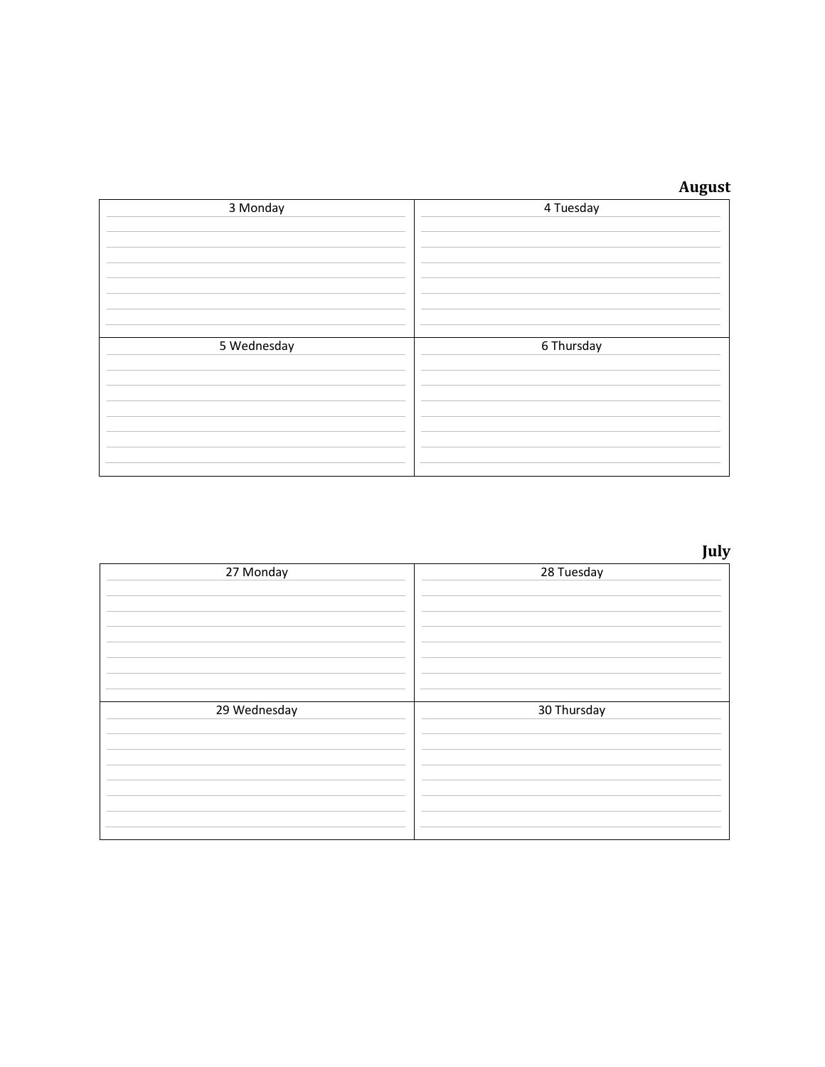## August

| 3 Monday | 4 Tuesday |
|---|---|
| 5 Wednesday | 6 Thursday |

## July

| 27 Monday | 28 Tuesday |
|---|---|
| 29 Wednesday | 30 Thursday |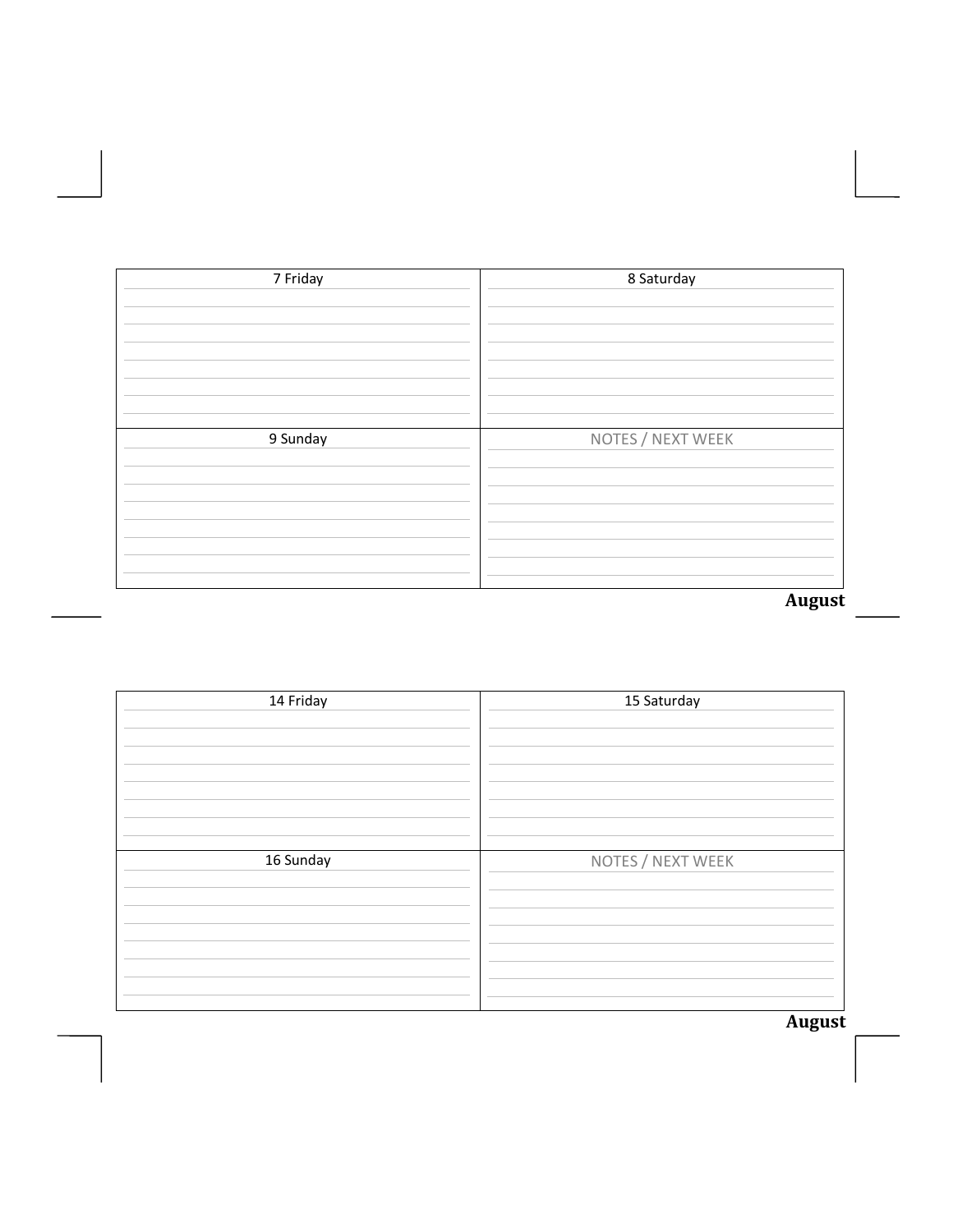| 7 Friday | 8 Saturday |
| --- | --- |
| 9 Sunday | NOTES / NEXT WEEK |

**August**

| 14 Friday | 15 Saturday |
| --- | --- |
| 16 Sunday | NOTES / NEXT WEEK |

**August**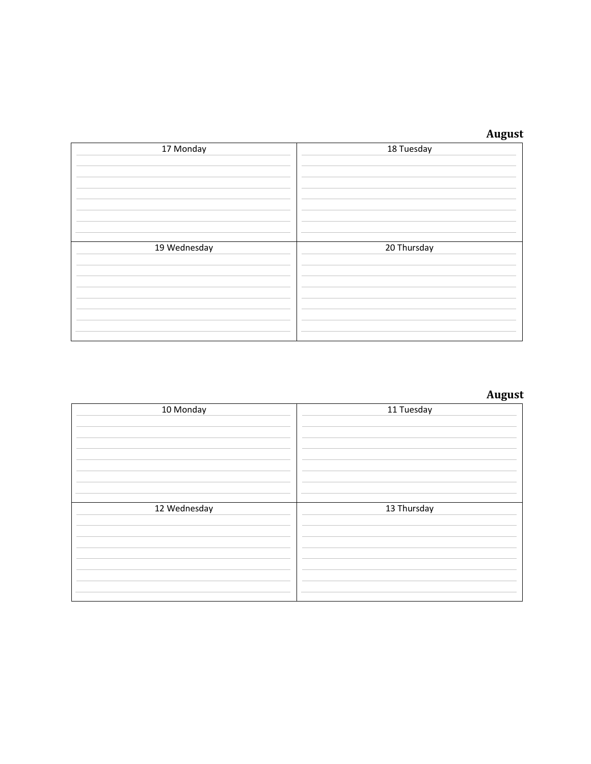## August

| 17 Monday | 18 Tuesday |
|---|---|
| | |
| **19 Wednesday** | **20 Thursday** |
| | |

## August

| 10 Monday | 11 Tuesday |
|---|---|
| | |
| **12 Wednesday** | **13 Thursday** |
| | |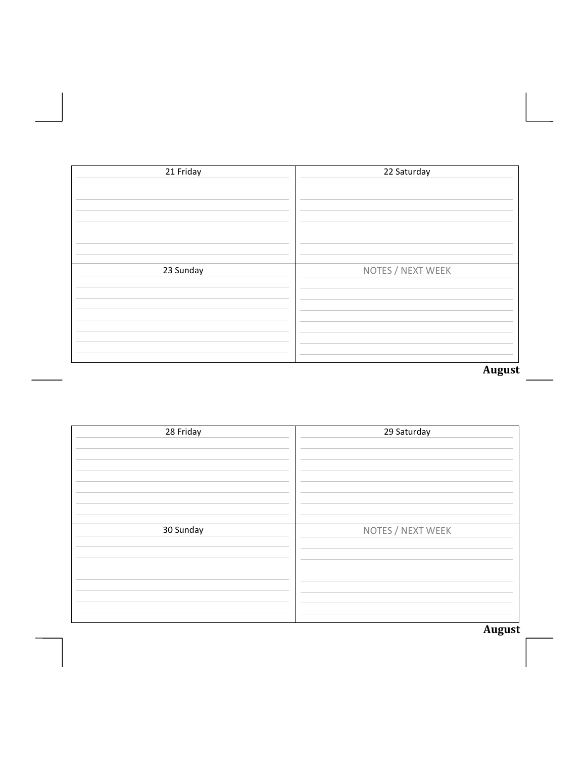| 21 Friday | 22 Saturday |
| --- | --- |
| 23 Sunday | NOTES / NEXT WEEK |

**August**

| 28 Friday | 29 Saturday |
| --- | --- |
| 30 Sunday | NOTES / NEXT WEEK |

**August**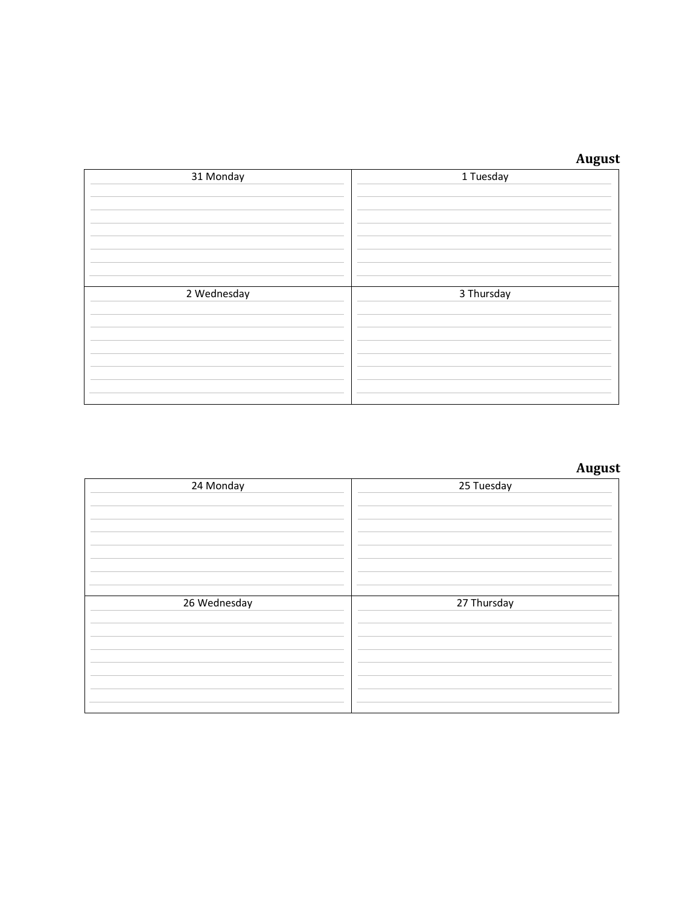## August

| 31 Monday | 1 Tuesday |
| --- | --- |
| | |
| **2 Wednesday** | **3 Thursday** |
| | |

## August

| 24 Monday | 25 Tuesday |
| --- | --- |
| | |
| **26 Wednesday** | **27 Thursday** |
| | |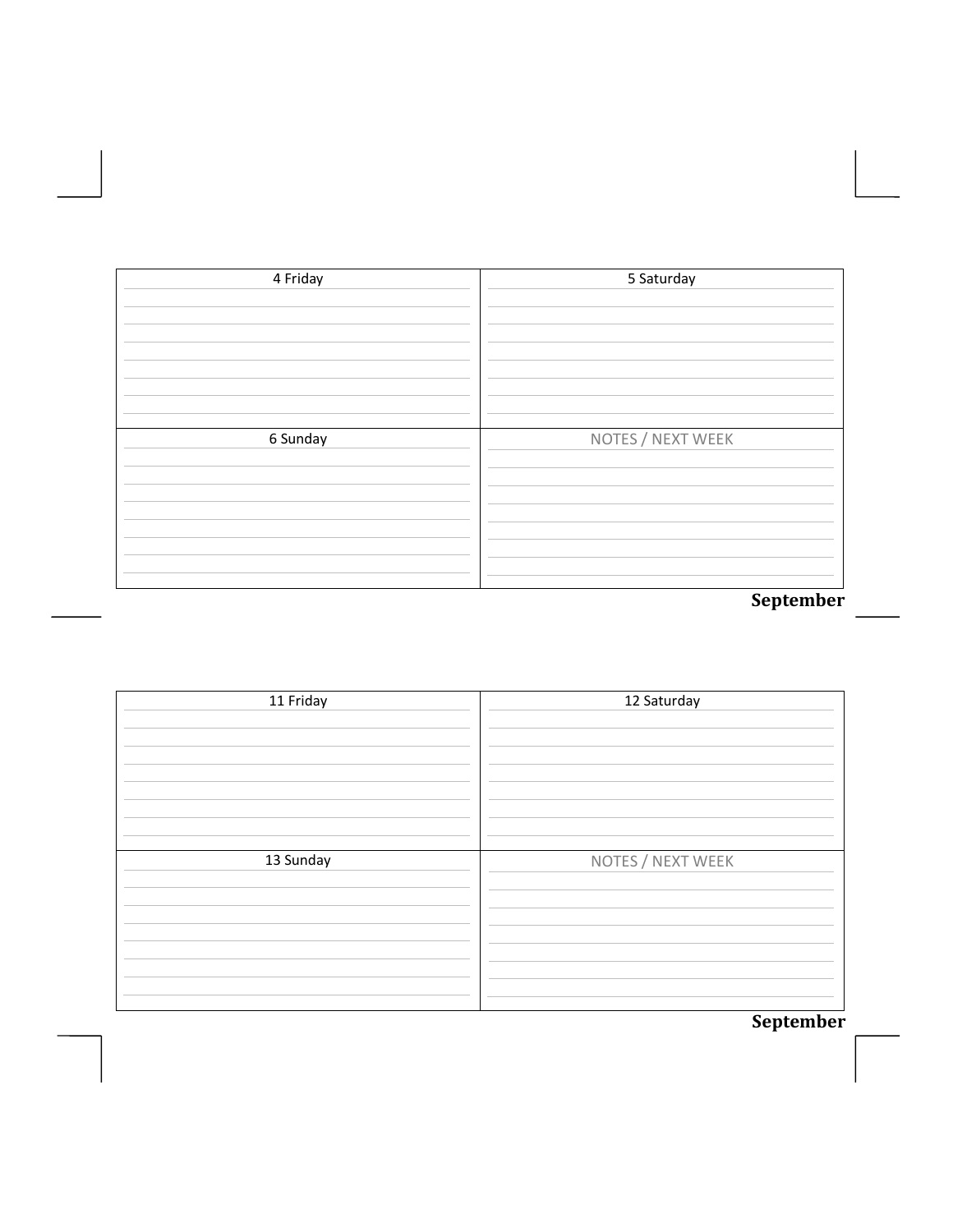| 4 Friday | 5 Saturday |
| --- | --- |
| | |
| **6 Sunday** | **NOTES / NEXT WEEK** |
| | |

**September**

| 11 Friday | 12 Saturday |
| --- | --- |
| | |
| **13 Sunday** | **NOTES / NEXT WEEK** |
| | |

**September**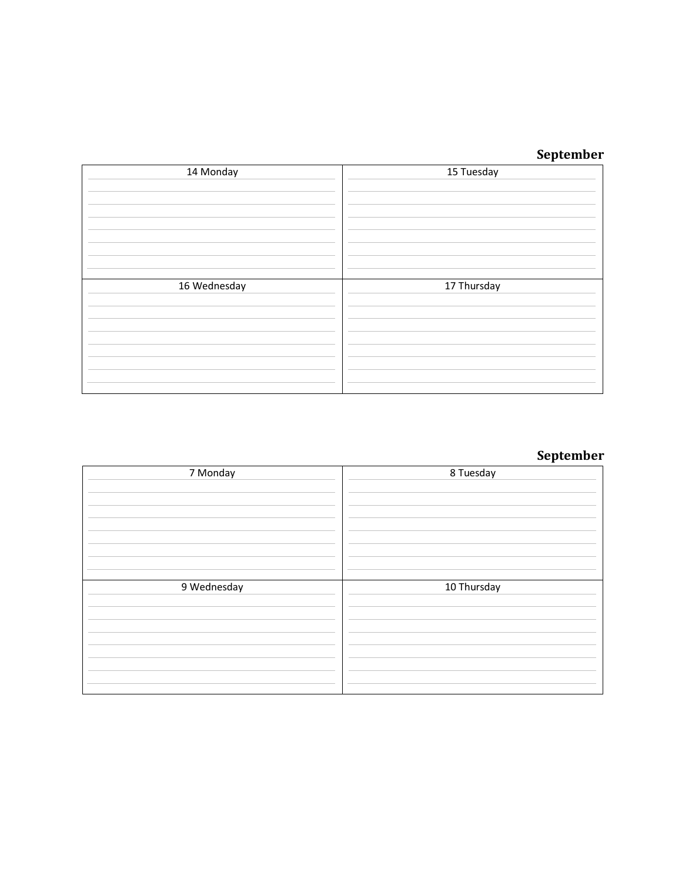**September**

| 14 Monday | 15 Tuesday |
| --- | --- |
| 16 Wednesday | 17 Thursday |

**September**

| 7 Monday | 8 Tuesday |
| --- | --- |
| 9 Wednesday | 10 Thursday |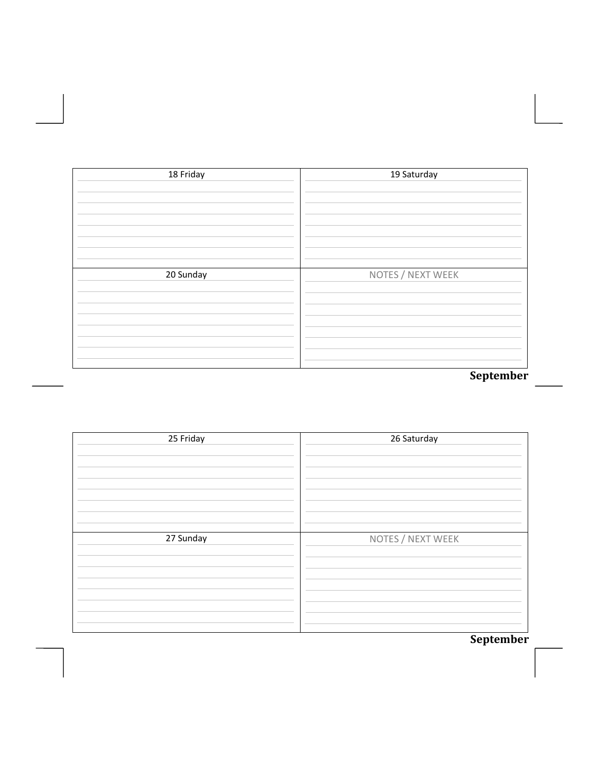| 18 Friday | 19 Saturday |
|---|---|
| 20 Sunday | NOTES / NEXT WEEK |

**September**

| 25 Friday | 26 Saturday |
|---|---|
| 27 Sunday | NOTES / NEXT WEEK |

**September**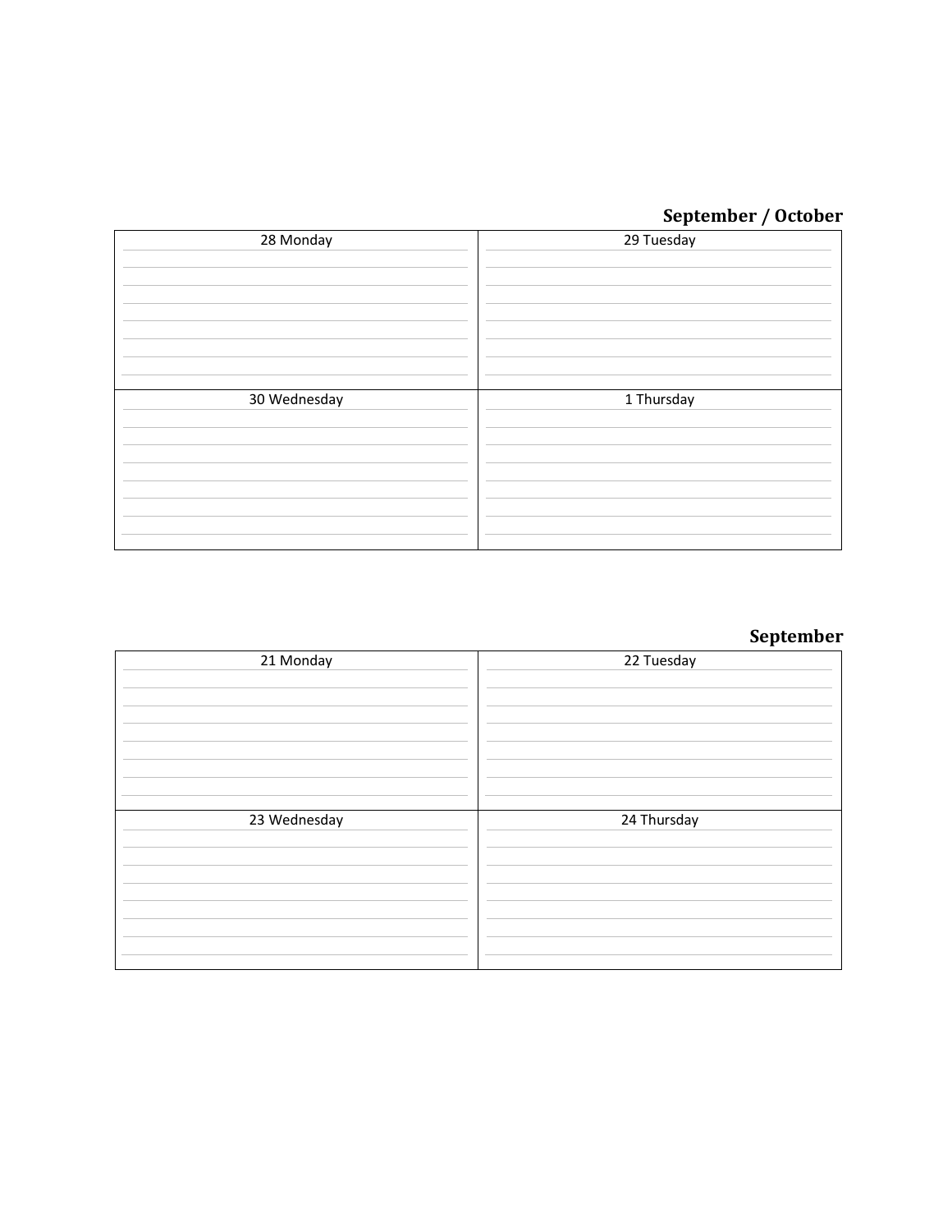## September / October

| 28 Monday | 29 Tuesday |
|---|---|
| | |
| **30 Wednesday** | **1 Thursday** |
| | |

## September

| 21 Monday | 22 Tuesday |
|---|---|
| | |
| **23 Wednesday** | **24 Thursday** |
| | |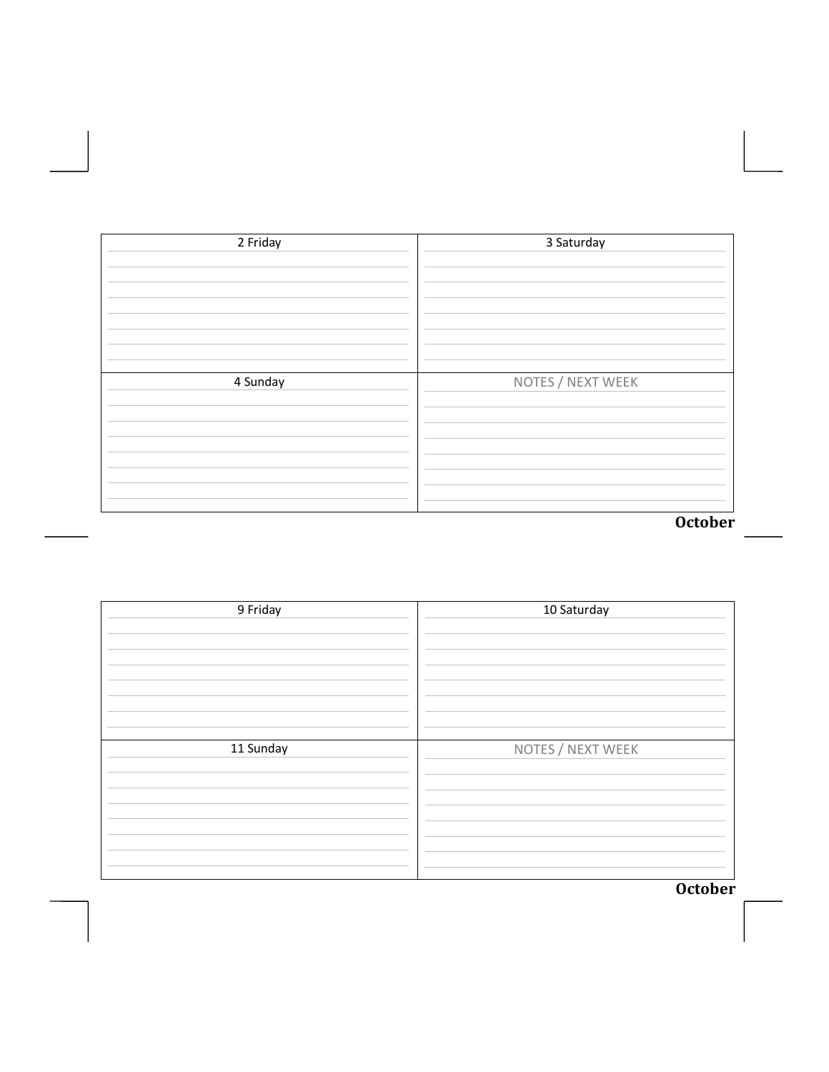| 2 Friday | 3 Saturday |
| --- | --- |
| 4 Sunday | NOTES / NEXT WEEK |

**October**

| 9 Friday | 10 Saturday |
| --- | --- |
| 11 Sunday | NOTES / NEXT WEEK |

**October**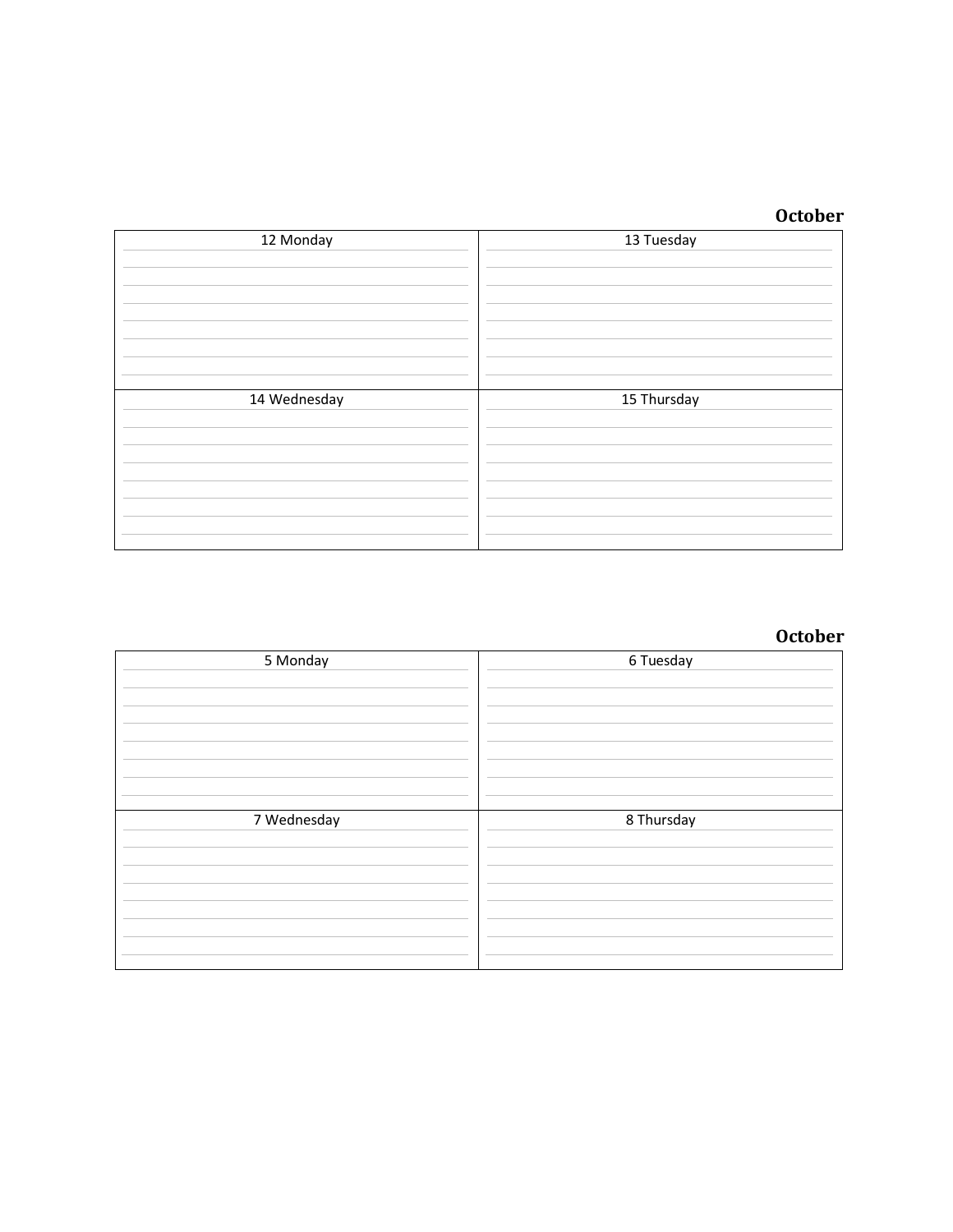**October**

| 12 Monday | 13 Tuesday |
|---|---|
| | |
| **14 Wednesday** | **15 Thursday** |
| | |

**October**

| 5 Monday | 6 Tuesday |
|---|---|
| | |
| **7 Wednesday** | **8 Thursday** |
| | |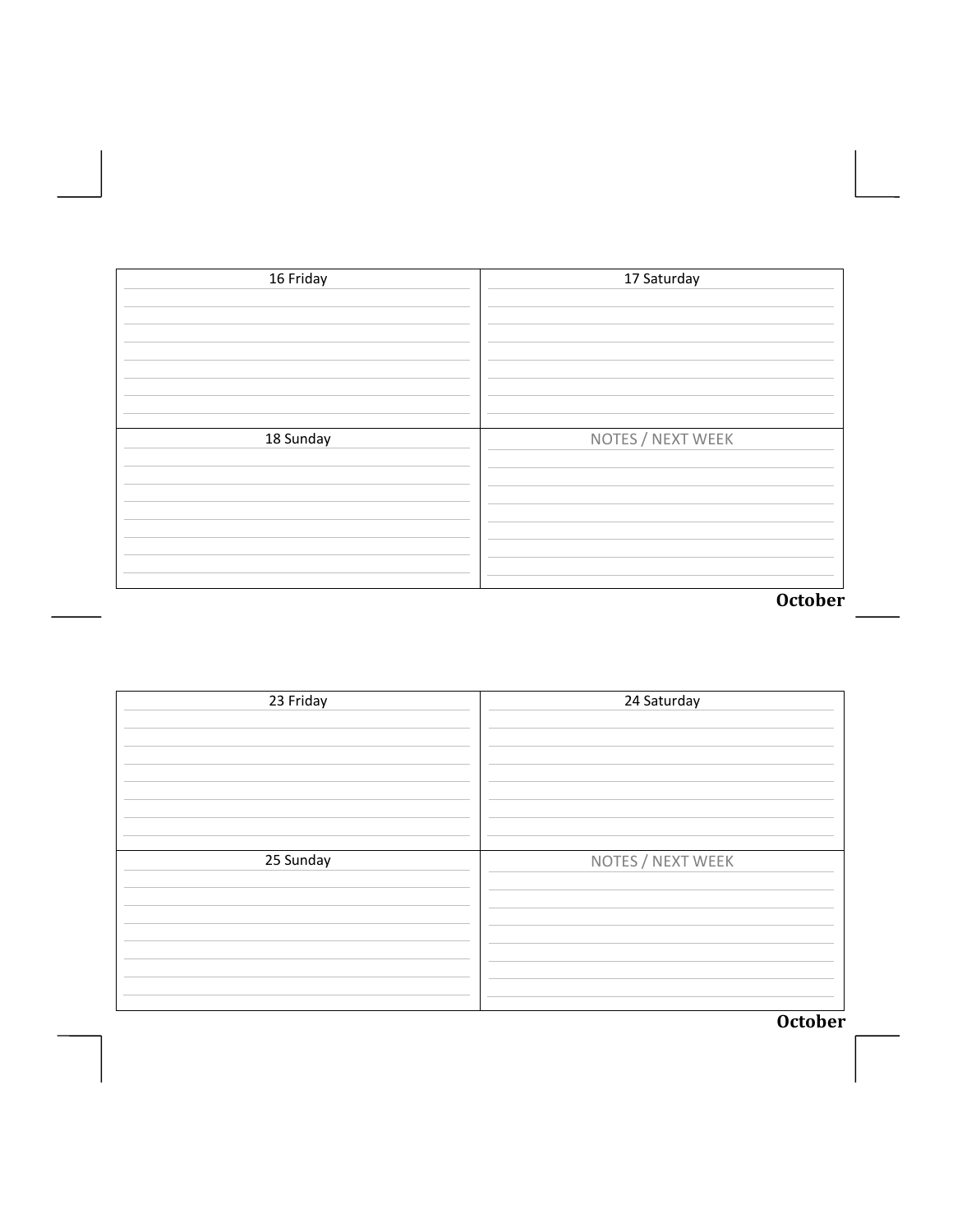| 16 Friday | 17 Saturday |
| --- | --- |
| | |
| **18 Sunday** | **NOTES / NEXT WEEK** |
| | |

**October**

| 23 Friday | 24 Saturday |
| --- | --- |
| | |
| **25 Sunday** | **NOTES / NEXT WEEK** |
| | |

**October**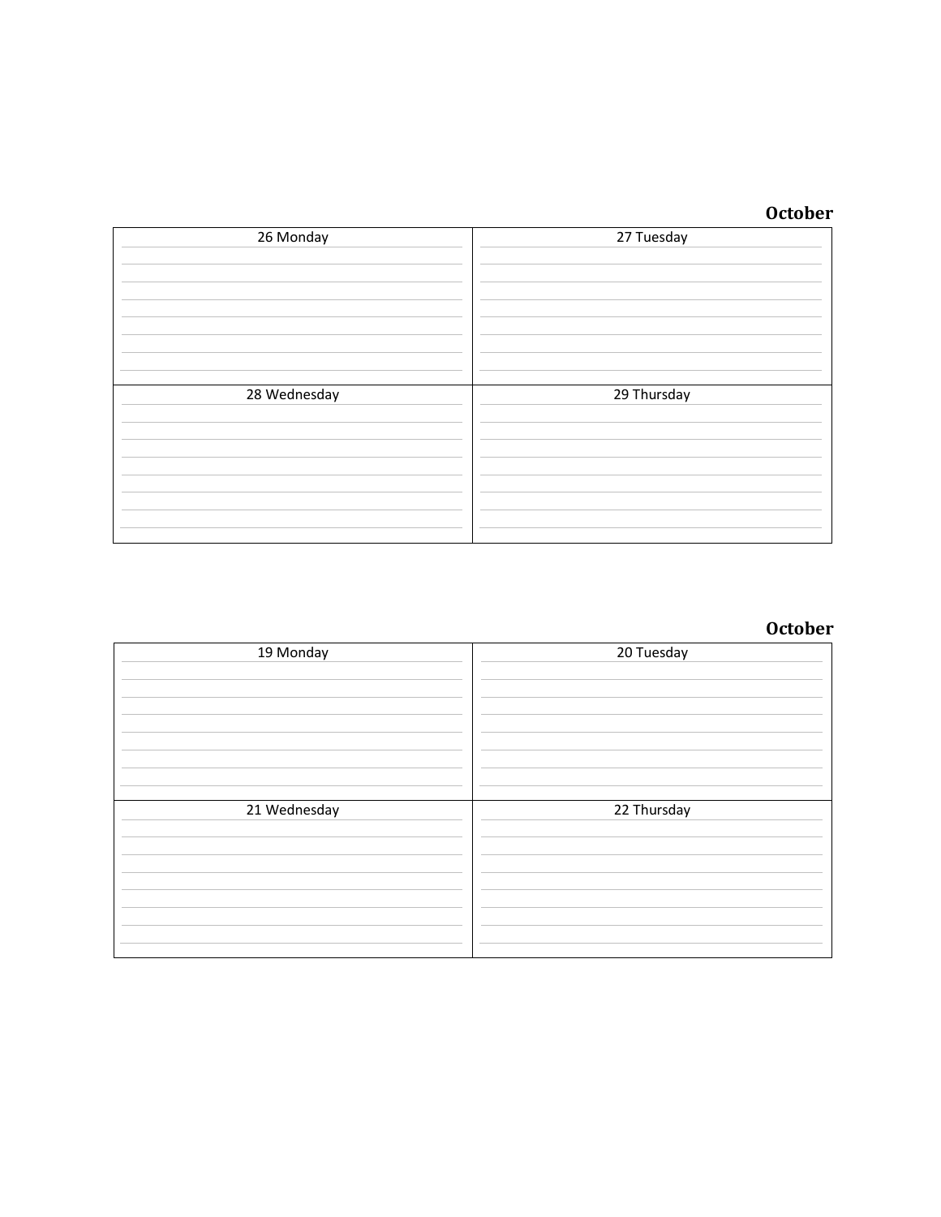**October**

| 26 Monday | 27 Tuesday |
| --- | --- |
| | |
| **28 Wednesday** | **29 Thursday** |
| | |

**October**

| 19 Monday | 20 Tuesday |
| --- | --- |
| | |
| **21 Wednesday** | **22 Thursday** |
| | |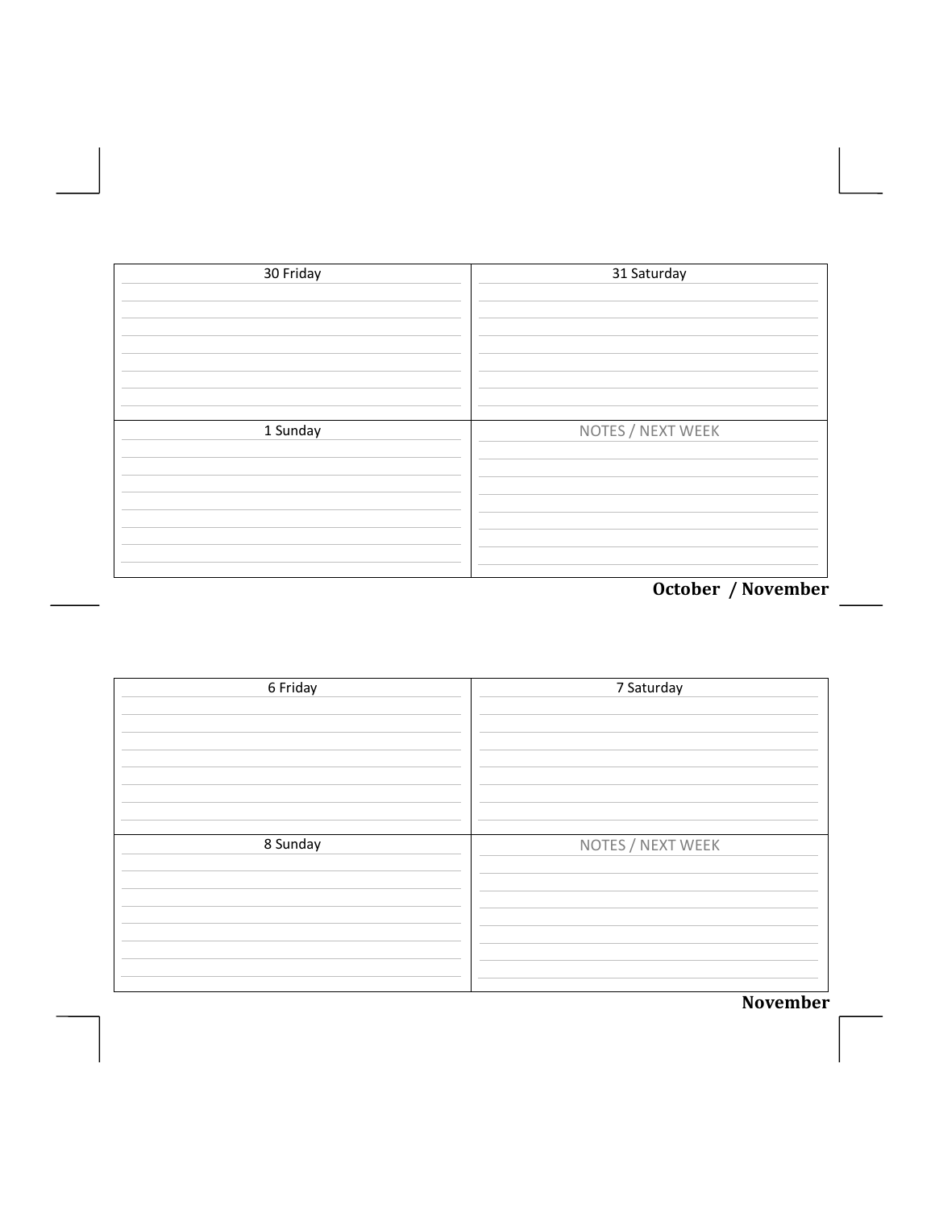| 30 Friday | 31 Saturday |
| --- | --- |
| 1 Sunday | NOTES / NEXT WEEK |

**October / November**

| 6 Friday | 7 Saturday |
| --- | --- |
| 8 Sunday | NOTES / NEXT WEEK |

**November**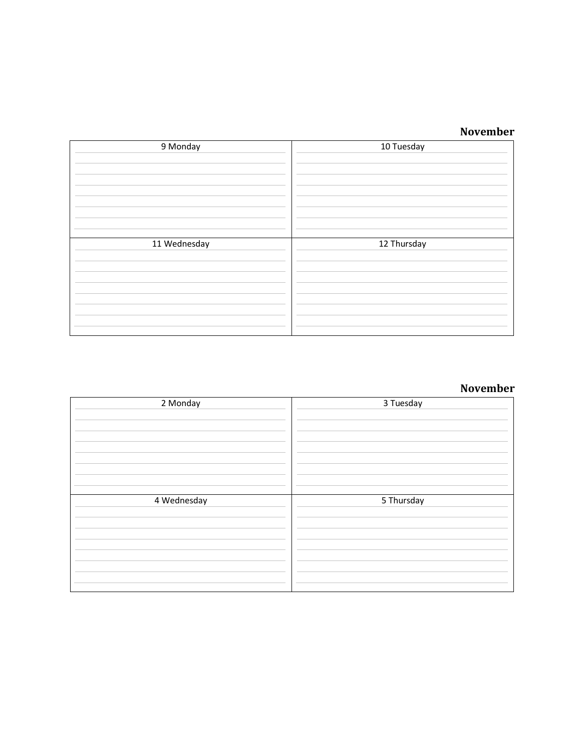**November**

| 9 Monday | 10 Tuesday |
| --- | --- |
| | |
| **11 Wednesday** | **12 Thursday** |
| | |

**November**

| 2 Monday | 3 Tuesday |
| --- | --- |
| | |
| **4 Wednesday** | **5 Thursday** |
| | |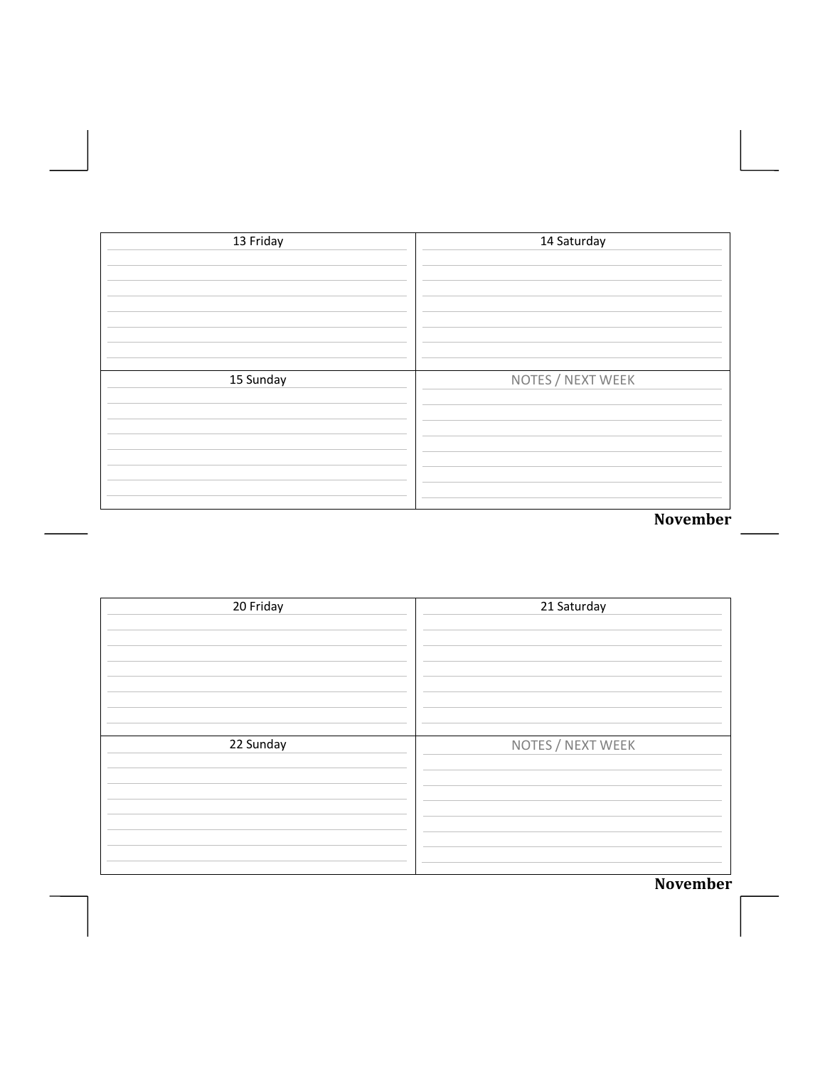| 13 Friday | 14 Saturday |
| --- | --- |
| 15 Sunday | NOTES / NEXT WEEK |

**November**

| 20 Friday | 21 Saturday |
| --- | --- |
| 22 Sunday | NOTES / NEXT WEEK |

**November**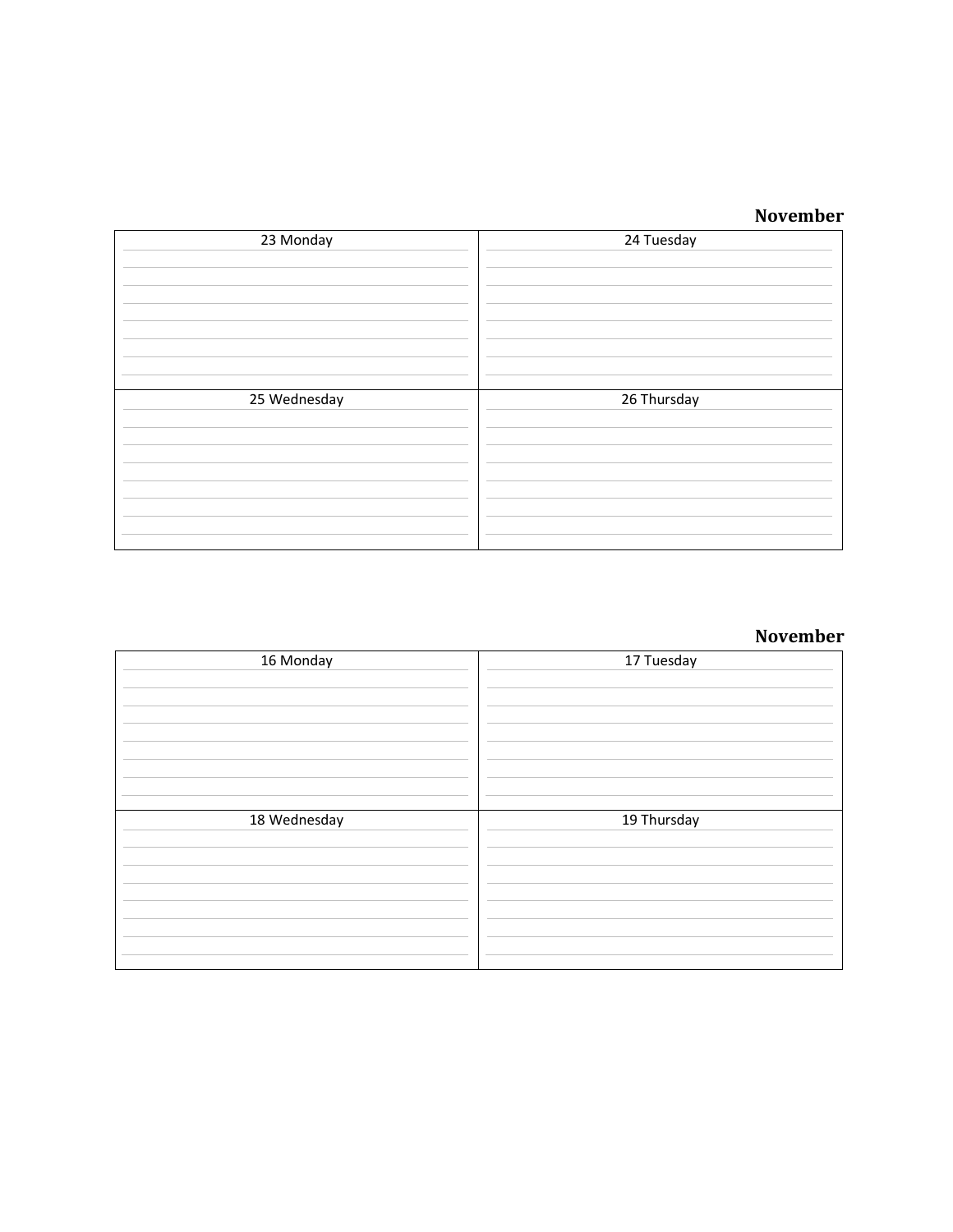## November

| 23 Monday | 24 Tuesday |
| --- | --- |
| | |
| **25 Wednesday** | **26 Thursday** |
| | |

## November

| 16 Monday | 17 Tuesday |
| --- | --- |
| | |
| **18 Wednesday** | **19 Thursday** |
| | |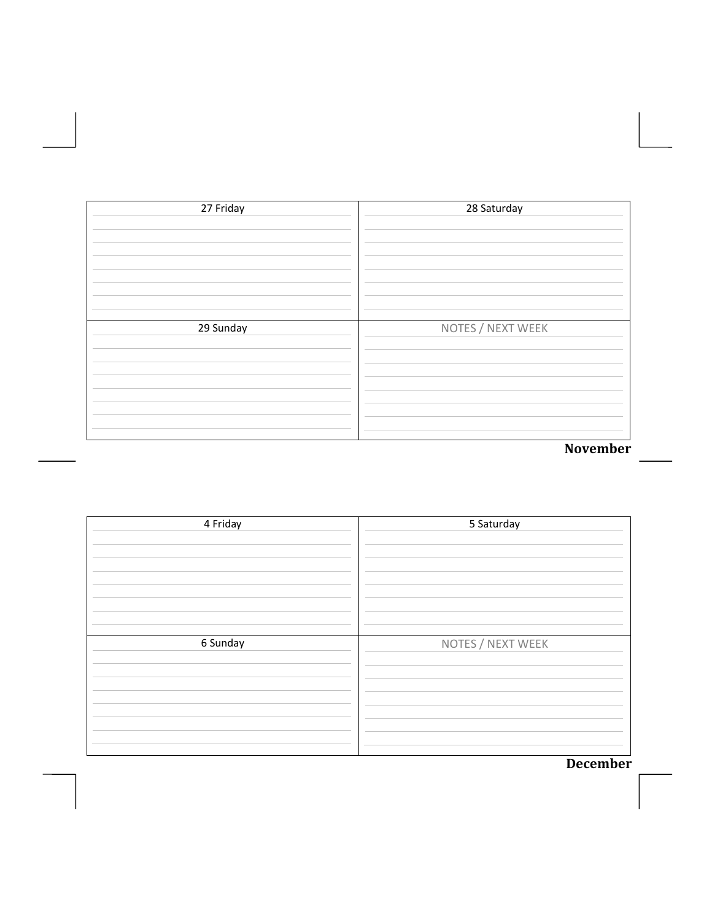| 27 Friday | 28 Saturday |
| --- | --- |
| 29 Sunday | NOTES / NEXT WEEK |

**November**

| 4 Friday | 5 Saturday |
| --- | --- |
| 6 Sunday | NOTES / NEXT WEEK |

**December**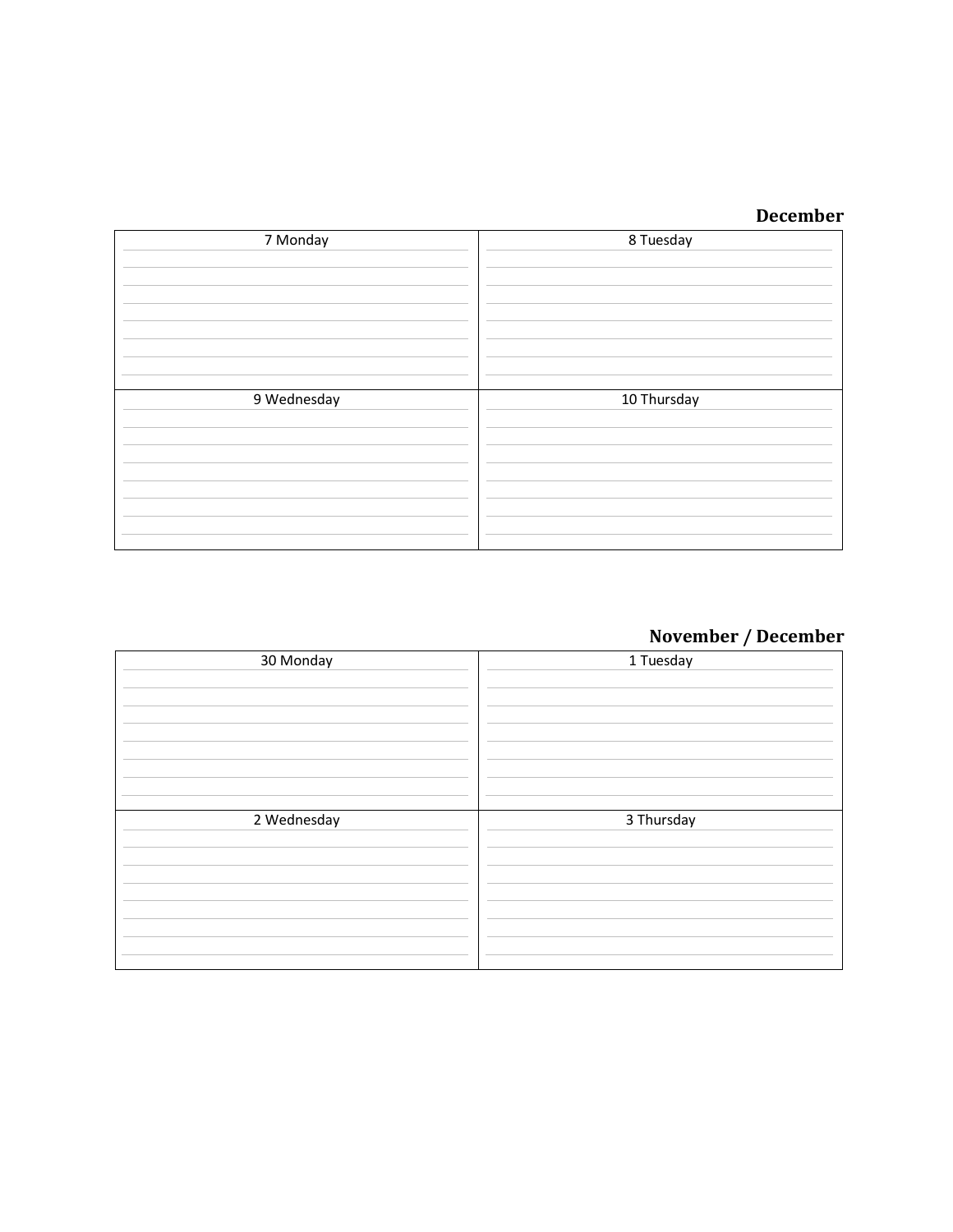## December

| 7 Monday | 8 Tuesday |
| --- | --- |
| 9 Wednesday | 10 Thursday |

## November / December

| 30 Monday | 1 Tuesday |
| --- | --- |
| 2 Wednesday | 3 Thursday |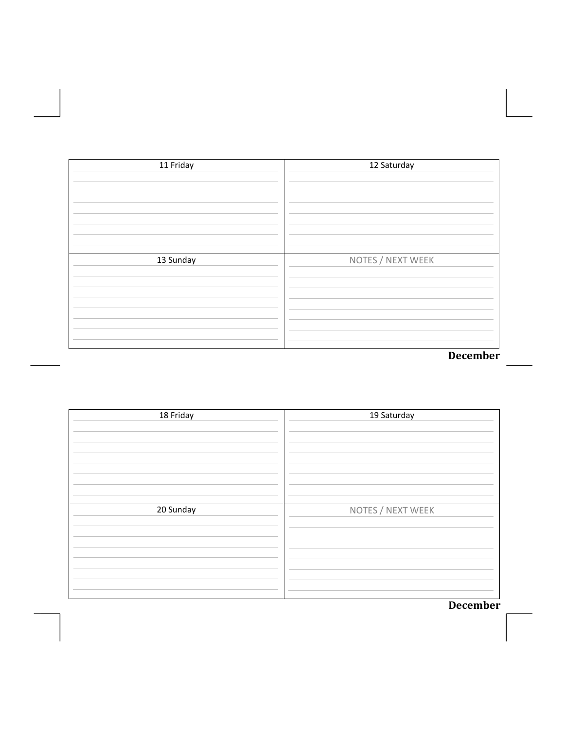| 11 Friday | 12 Saturday |
|---|---|
| **13 Sunday** | **NOTES / NEXT WEEK** |

**December**

| 18 Friday | 19 Saturday |
|---|---|
| **20 Sunday** | **NOTES / NEXT WEEK** |

**December**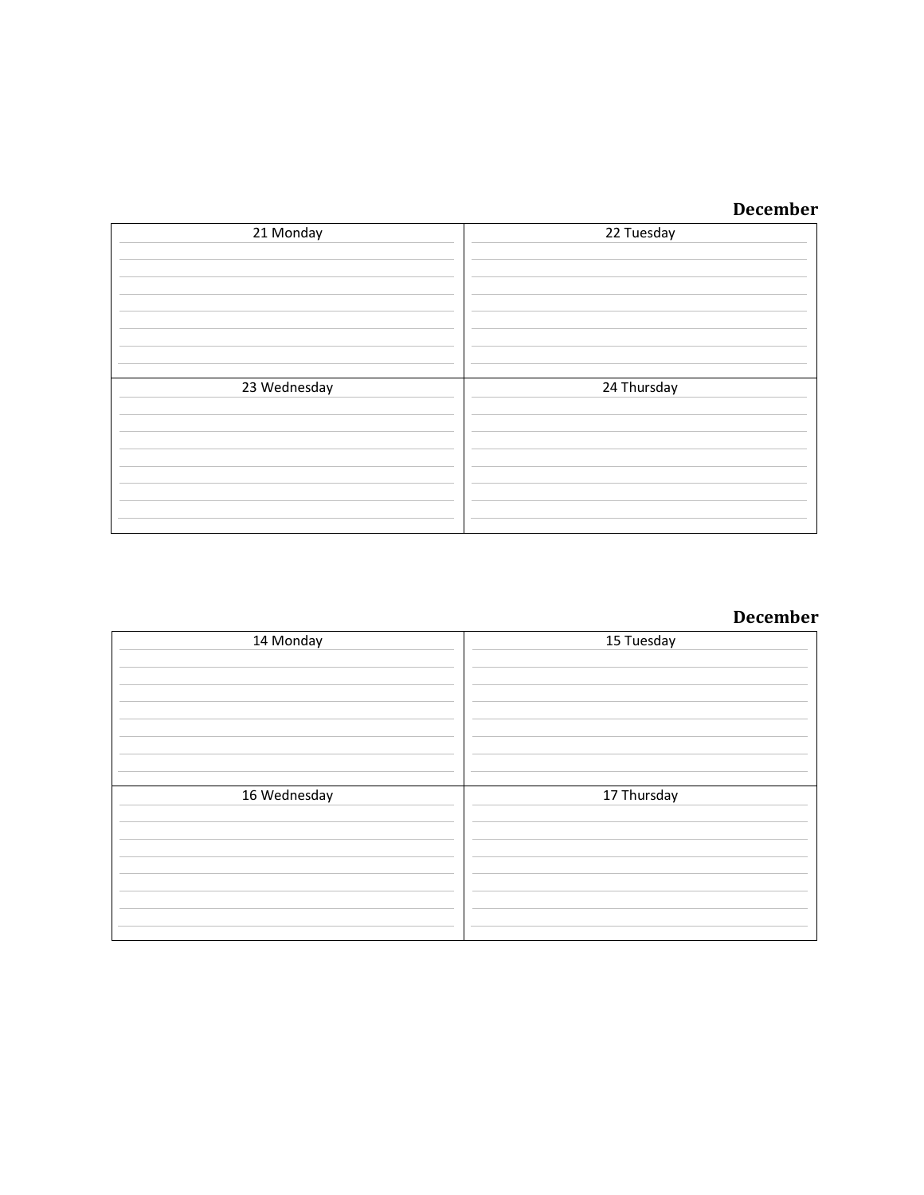**December**

| 21 Monday | 22 Tuesday |
| --- | --- |
| | |

| 23 Wednesday | 24 Thursday |
| --- | --- |
| | |

**December**

| 14 Monday | 15 Tuesday |
| --- | --- |
| | |

| 16 Wednesday | 17 Thursday |
| --- | --- |
| | |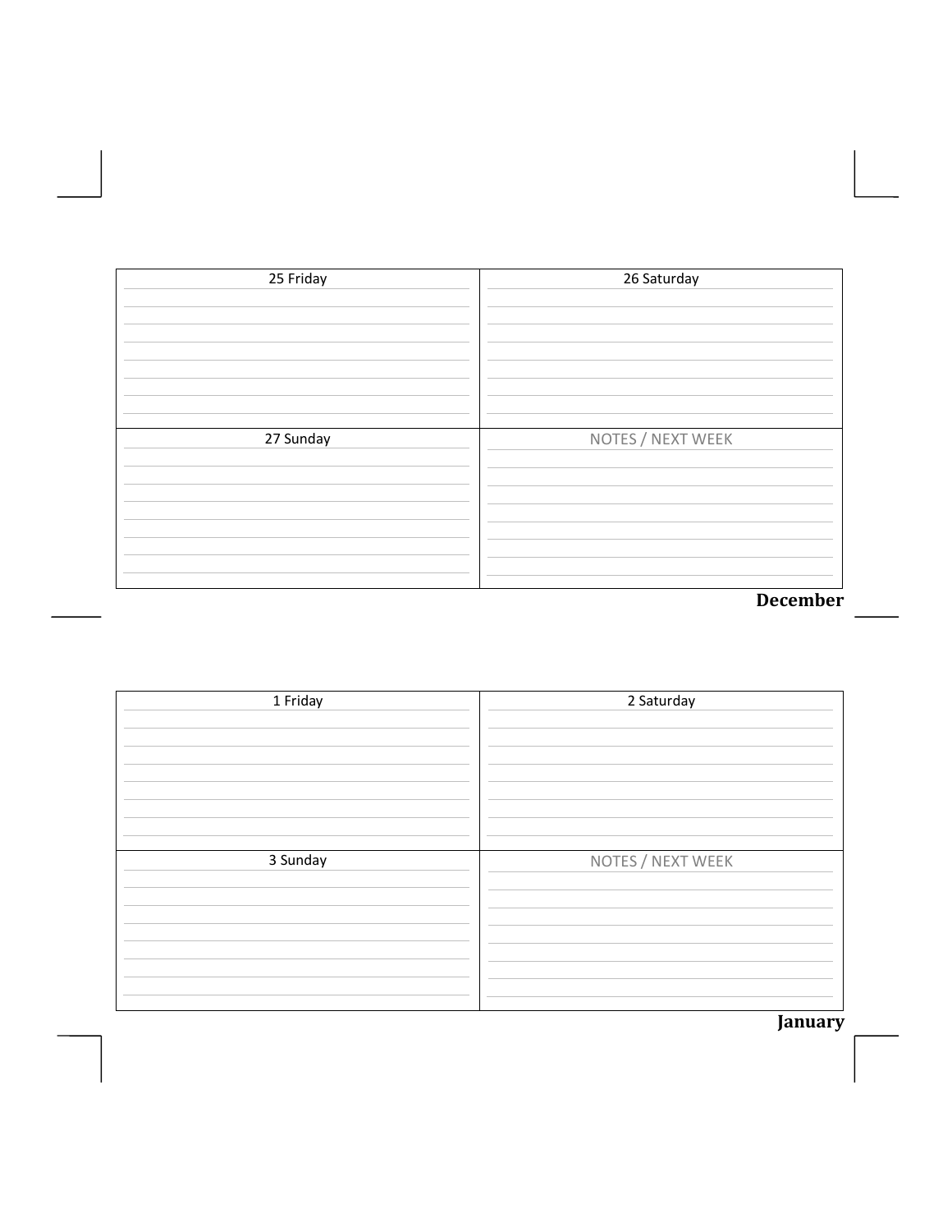| 25 Friday | 26 Saturday |
| --- | --- |
| 27 Sunday | NOTES / NEXT WEEK |

**December**

| 1 Friday | 2 Saturday |
| --- | --- |
| 3 Sunday | NOTES / NEXT WEEK |

**January**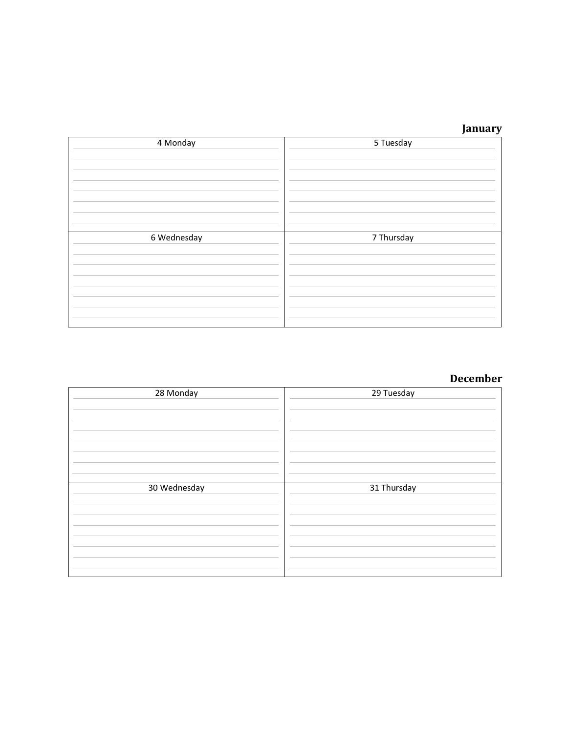**January**

| 4 Monday | 5 Tuesday |
| --- | --- |
| | |
| **6 Wednesday** | **7 Thursday** |
| | |

**December**

| 28 Monday | 29 Tuesday |
| --- | --- |
| | |
| **30 Wednesday** | **31 Thursday** |
| | |